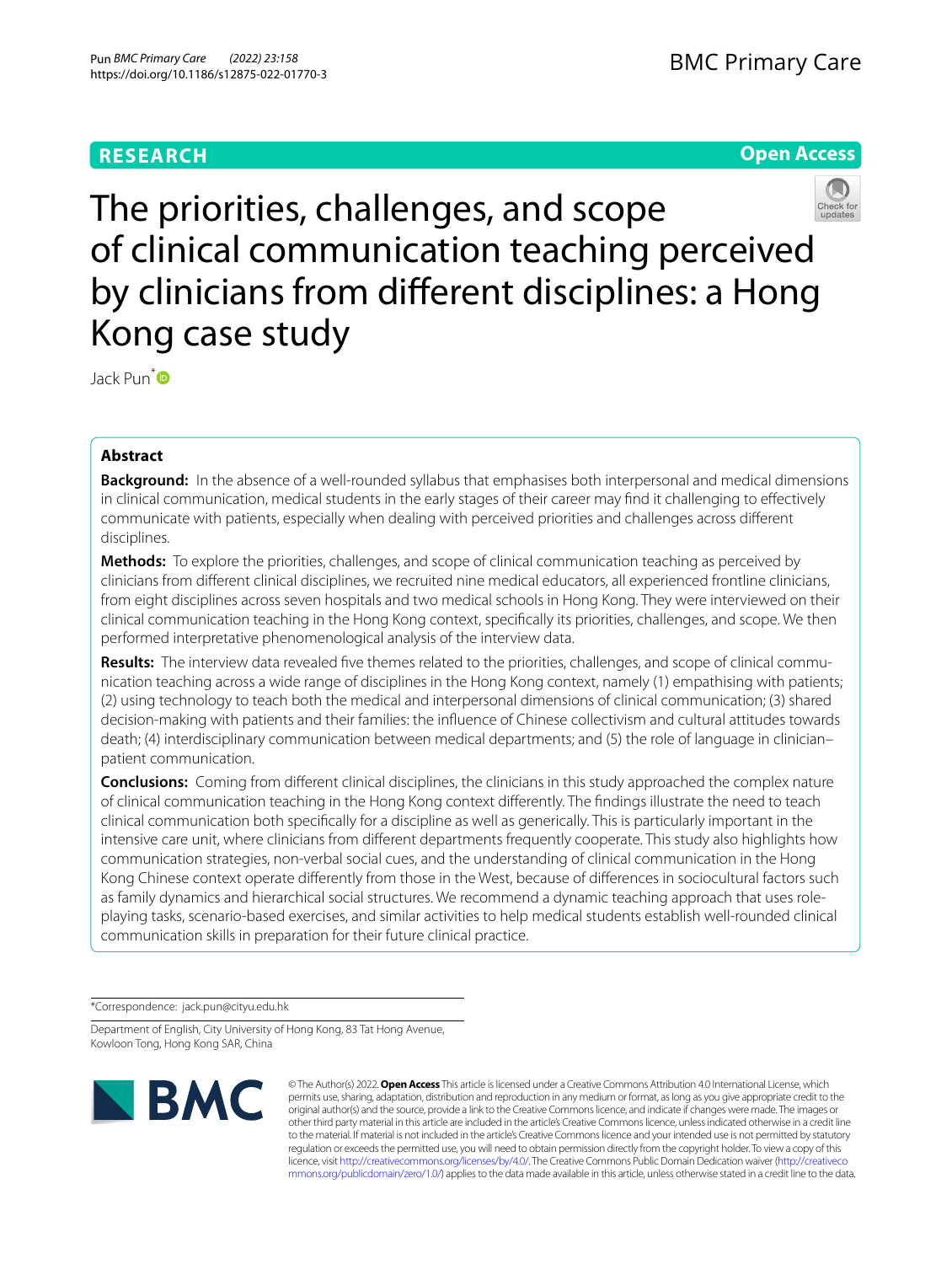RESEARCH

Open Access

# The priorities, challenges, and scope of clinical communication teaching perceived by clinicians from different disciplines: a Hong Kong case study

Jack Pun*

## Abstract

**Background:** In the absence of a well-rounded syllabus that emphasises both interpersonal and medical dimensions in clinical communication, medical students in the early stages of their career may find it challenging to effectively communicate with patients, especially when dealing with perceived priorities and challenges across different disciplines.

**Methods:** To explore the priorities, challenges, and scope of clinical communication teaching as perceived by clinicians from different clinical disciplines, we recruited nine medical educators, all experienced frontline clinicians, from eight disciplines across seven hospitals and two medical schools in Hong Kong. They were interviewed on their clinical communication teaching in the Hong Kong context, specifically its priorities, challenges, and scope. We then performed interpretative phenomenological analysis of the interview data.

**Results:** The interview data revealed five themes related to the priorities, challenges, and scope of clinical communication teaching across a wide range of disciplines in the Hong Kong context, namely (1) empathising with patients; (2) using technology to teach both the medical and interpersonal dimensions of clinical communication; (3) shared decision-making with patients and their families: the influence of Chinese collectivism and cultural attitudes towards death; (4) interdisciplinary communication between medical departments; and (5) the role of language in clinician–patient communication.

**Conclusions:** Coming from different clinical disciplines, the clinicians in this study approached the complex nature of clinical communication teaching in the Hong Kong context differently. The findings illustrate the need to teach clinical communication both specifically for a discipline as well as generically. This is particularly important in the intensive care unit, where clinicians from different departments frequently cooperate. This study also highlights how communication strategies, non-verbal social cues, and the understanding of clinical communication in the Hong Kong Chinese context operate differently from those in the West, because of differences in sociocultural factors such as family dynamics and hierarchical social structures. We recommend a dynamic teaching approach that uses role-playing tasks, scenario-based exercises, and similar activities to help medical students establish well-rounded clinical communication skills in preparation for their future clinical practice.

*Correspondence: jack.pun@cityu.edu.hk

Department of English, City University of Hong Kong, 83 Tat Hong Avenue, Kowloon Tong, Hong Kong SAR, China

© The Author(s) 2022. **Open Access** This article is licensed under a Creative Commons Attribution 4.0 International License, which permits use, sharing, adaptation, distribution and reproduction in any medium or format, as long as you give appropriate credit to the original author(s) and the source, provide a link to the Creative Commons licence, and indicate if changes were made. The images or other third party material in this article are included in the article's Creative Commons licence, unless indicated otherwise in a credit line to the material. If material is not included in the article's Creative Commons licence and your intended use is not permitted by statutory regulation or exceeds the permitted use, you will need to obtain permission directly from the copyright holder. To view a copy of this licence, visit http://creativecommons.org/licenses/by/4.0/. The Creative Commons Public Domain Dedication waiver (http://creativecommons.org/publicdomain/zero/1.0/) applies to the data made available in this article, unless otherwise stated in a credit line to the data.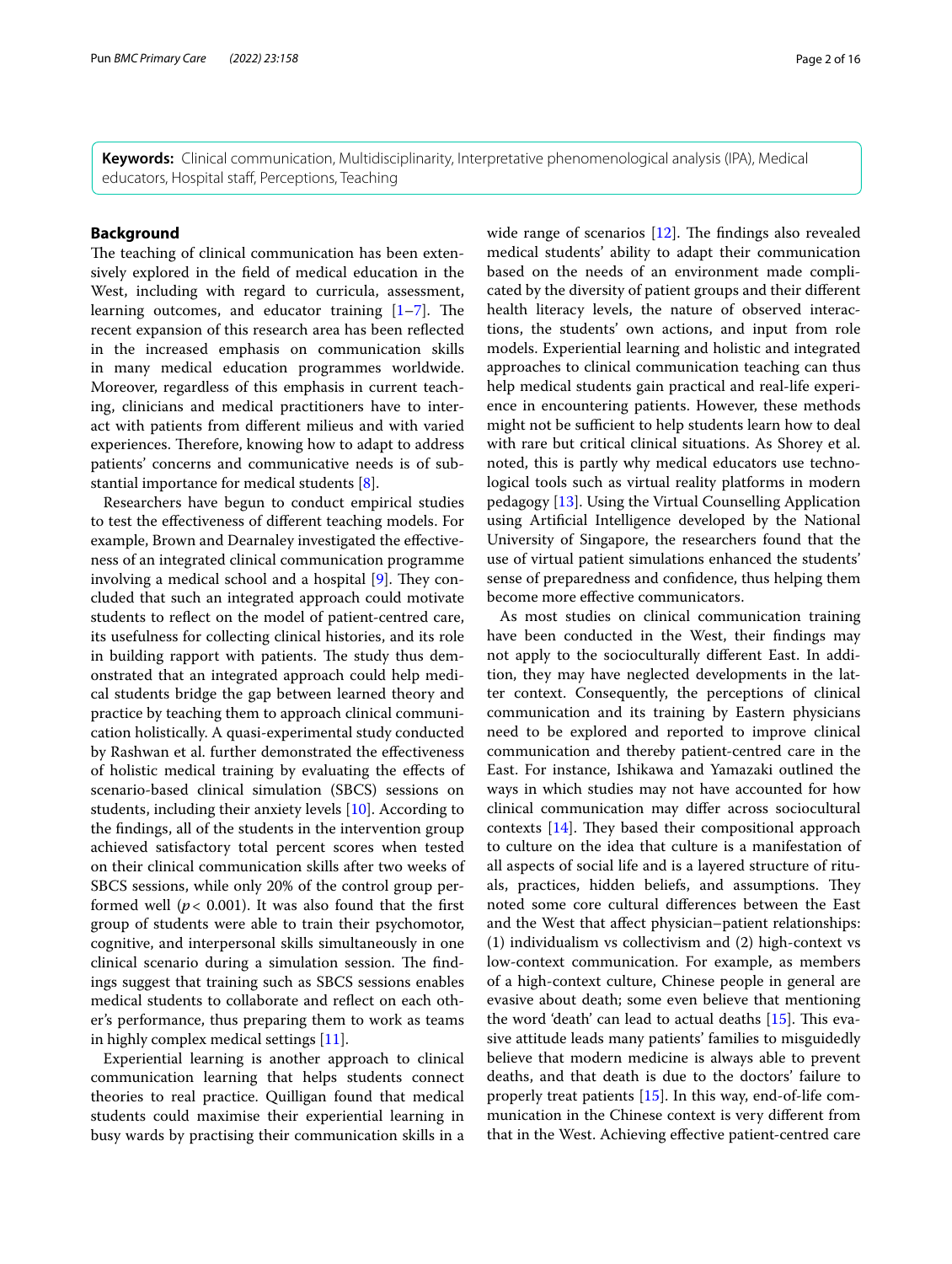**Keywords:** Clinical communication, Multidisciplinarity, Interpretative phenomenological analysis (IPA), Medical educators, Hospital staff, Perceptions, Teaching

## Background

The teaching of clinical communication has been extensively explored in the field of medical education in the West, including with regard to curricula, assessment, learning outcomes, and educator training [1–7]. The recent expansion of this research area has been reflected in the increased emphasis on communication skills in many medical education programmes worldwide. Moreover, regardless of this emphasis in current teaching, clinicians and medical practitioners have to interact with patients from different milieus and with varied experiences. Therefore, knowing how to adapt to address patients' concerns and communicative needs is of substantial importance for medical students [8].

Researchers have begun to conduct empirical studies to test the effectiveness of different teaching models. For example, Brown and Dearnaley investigated the effectiveness of an integrated clinical communication programme involving a medical school and a hospital [9]. They concluded that such an integrated approach could motivate students to reflect on the model of patient-centred care, its usefulness for collecting clinical histories, and its role in building rapport with patients. The study thus demonstrated that an integrated approach could help medical students bridge the gap between learned theory and practice by teaching them to approach clinical communication holistically. A quasi-experimental study conducted by Rashwan et al. further demonstrated the effectiveness of holistic medical training by evaluating the effects of scenario-based clinical simulation (SBCS) sessions on students, including their anxiety levels [10]. According to the findings, all of the students in the intervention group achieved satisfactory total percent scores when tested on their clinical communication skills after two weeks of SBCS sessions, while only 20% of the control group performed well ($p < 0.001$). It was also found that the first group of students were able to train their psychomotor, cognitive, and interpersonal skills simultaneously in one clinical scenario during a simulation session. The findings suggest that training such as SBCS sessions enables medical students to collaborate and reflect on each other's performance, thus preparing them to work as teams in highly complex medical settings [11].

Experiential learning is another approach to clinical communication learning that helps students connect theories to real practice. Quilligan found that medical students could maximise their experiential learning in busy wards by practising their communication skills in a wide range of scenarios [12]. The findings also revealed medical students' ability to adapt their communication based on the needs of an environment made complicated by the diversity of patient groups and their different health literacy levels, the nature of observed interactions, the students' own actions, and input from role models. Experiential learning and holistic and integrated approaches to clinical communication teaching can thus help medical students gain practical and real-life experience in encountering patients. However, these methods might not be sufficient to help students learn how to deal with rare but critical clinical situations. As Shorey et al. noted, this is partly why medical educators use technological tools such as virtual reality platforms in modern pedagogy [13]. Using the Virtual Counselling Application using Artificial Intelligence developed by the National University of Singapore, the researchers found that the use of virtual patient simulations enhanced the students' sense of preparedness and confidence, thus helping them become more effective communicators.

As most studies on clinical communication training have been conducted in the West, their findings may not apply to the socioculturally different East. In addition, they may have neglected developments in the latter context. Consequently, the perceptions of clinical communication and its training by Eastern physicians need to be explored and reported to improve clinical communication and thereby patient-centred care in the East. For instance, Ishikawa and Yamazaki outlined the ways in which studies may not have accounted for how clinical communication may differ across sociocultural contexts [14]. They based their compositional approach to culture on the idea that culture is a manifestation of all aspects of social life and is a layered structure of rituals, practices, hidden beliefs, and assumptions. They noted some core cultural differences between the East and the West that affect physician–patient relationships: (1) individualism vs collectivism and (2) high-context vs low-context communication. For example, as members of a high-context culture, Chinese people in general are evasive about death; some even believe that mentioning the word 'death' can lead to actual deaths [15]. This evasive attitude leads many patients' families to misguidedly believe that modern medicine is always able to prevent deaths, and that death is due to the doctors' failure to properly treat patients [15]. In this way, end-of-life communication in the Chinese context is very different from that in the West. Achieving effective patient-centred care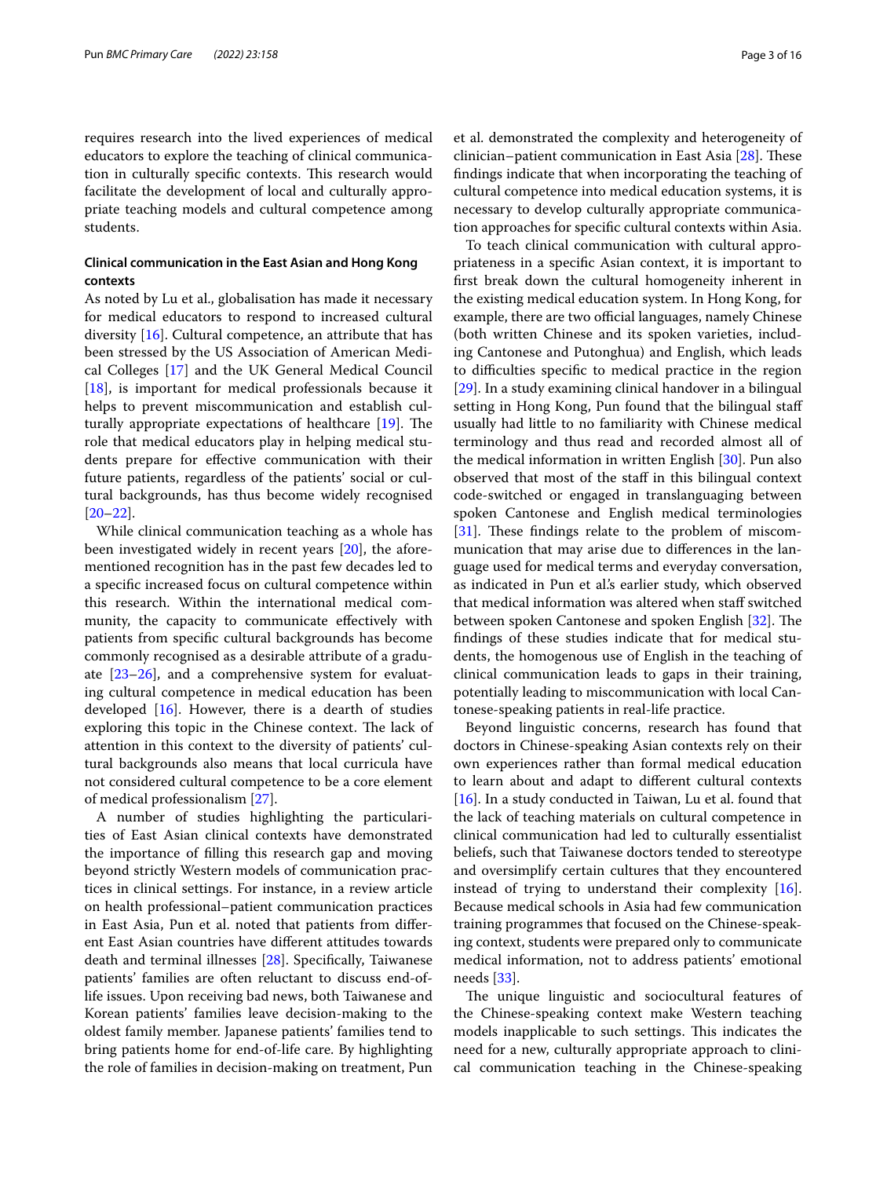requires research into the lived experiences of medical educators to explore the teaching of clinical communication in culturally specific contexts. This research would facilitate the development of local and culturally appropriate teaching models and cultural competence among students.

### Clinical communication in the East Asian and Hong Kong contexts

As noted by Lu et al., globalisation has made it necessary for medical educators to respond to increased cultural diversity [16]. Cultural competence, an attribute that has been stressed by the US Association of American Medical Colleges [17] and the UK General Medical Council [18], is important for medical professionals because it helps to prevent miscommunication and establish culturally appropriate expectations of healthcare [19]. The role that medical educators play in helping medical students prepare for effective communication with their future patients, regardless of the patients' social or cultural backgrounds, has thus become widely recognised [20–22].

While clinical communication teaching as a whole has been investigated widely in recent years [20], the aforementioned recognition has in the past few decades led to a specific increased focus on cultural competence within this research. Within the international medical community, the capacity to communicate effectively with patients from specific cultural backgrounds has become commonly recognised as a desirable attribute of a graduate [23–26], and a comprehensive system for evaluating cultural competence in medical education has been developed [16]. However, there is a dearth of studies exploring this topic in the Chinese context. The lack of attention in this context to the diversity of patients' cultural backgrounds also means that local curricula have not considered cultural competence to be a core element of medical professionalism [27].

A number of studies highlighting the particularities of East Asian clinical contexts have demonstrated the importance of filling this research gap and moving beyond strictly Western models of communication practices in clinical settings. For instance, in a review article on health professional–patient communication practices in East Asia, Pun et al. noted that patients from different East Asian countries have different attitudes towards death and terminal illnesses [28]. Specifically, Taiwanese patients' families are often reluctant to discuss end-of-life issues. Upon receiving bad news, both Taiwanese and Korean patients' families leave decision-making to the oldest family member. Japanese patients' families tend to bring patients home for end-of-life care. By highlighting the role of families in decision-making on treatment, Pun et al. demonstrated the complexity and heterogeneity of clinician–patient communication in East Asia [28]. These findings indicate that when incorporating the teaching of cultural competence into medical education systems, it is necessary to develop culturally appropriate communication approaches for specific cultural contexts within Asia.

To teach clinical communication with cultural appropriateness in a specific Asian context, it is important to first break down the cultural homogeneity inherent in the existing medical education system. In Hong Kong, for example, there are two official languages, namely Chinese (both written Chinese and its spoken varieties, including Cantonese and Putonghua) and English, which leads to difficulties specific to medical practice in the region [29]. In a study examining clinical handover in a bilingual setting in Hong Kong, Pun found that the bilingual staff usually had little to no familiarity with Chinese medical terminology and thus read and recorded almost all of the medical information in written English [30]. Pun also observed that most of the staff in this bilingual context code-switched or engaged in translanguaging between spoken Cantonese and English medical terminologies [31]. These findings relate to the problem of miscommunication that may arise due to differences in the language used for medical terms and everyday conversation, as indicated in Pun et al.'s earlier study, which observed that medical information was altered when staff switched between spoken Cantonese and spoken English [32]. The findings of these studies indicate that for medical students, the homogenous use of English in the teaching of clinical communication leads to gaps in their training, potentially leading to miscommunication with local Cantonese-speaking patients in real-life practice.

Beyond linguistic concerns, research has found that doctors in Chinese-speaking Asian contexts rely on their own experiences rather than formal medical education to learn about and adapt to different cultural contexts [16]. In a study conducted in Taiwan, Lu et al. found that the lack of teaching materials on cultural competence in clinical communication had led to culturally essentialist beliefs, such that Taiwanese doctors tended to stereotype and oversimplify certain cultures that they encountered instead of trying to understand their complexity [16]. Because medical schools in Asia had few communication training programmes that focused on the Chinese-speaking context, students were prepared only to communicate medical information, not to address patients' emotional needs [33].

The unique linguistic and sociocultural features of the Chinese-speaking context make Western teaching models inapplicable to such settings. This indicates the need for a new, culturally appropriate approach to clinical communication teaching in the Chinese-speaking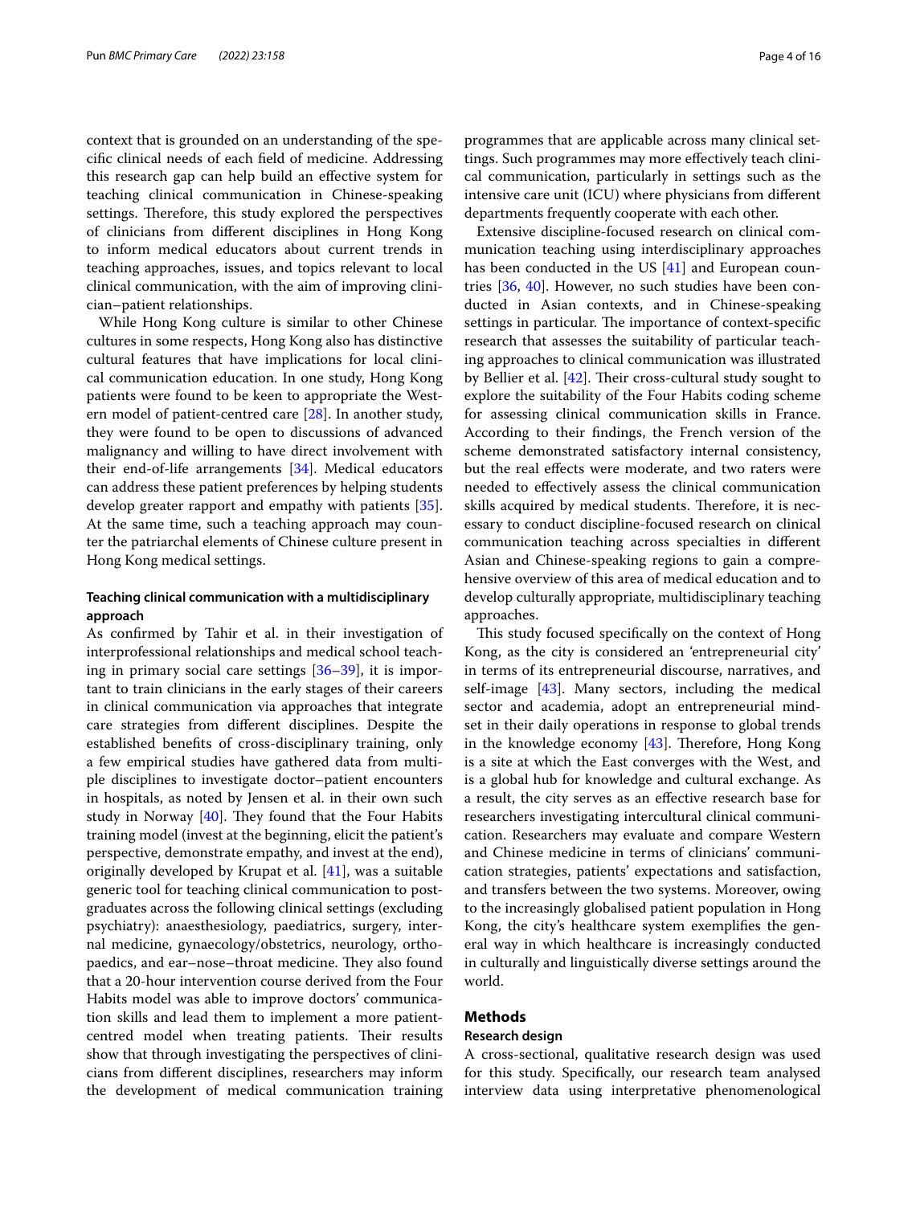context that is grounded on an understanding of the specific clinical needs of each field of medicine. Addressing this research gap can help build an effective system for teaching clinical communication in Chinese-speaking settings. Therefore, this study explored the perspectives of clinicians from different disciplines in Hong Kong to inform medical educators about current trends in teaching approaches, issues, and topics relevant to local clinical communication, with the aim of improving clinician–patient relationships.

While Hong Kong culture is similar to other Chinese cultures in some respects, Hong Kong also has distinctive cultural features that have implications for local clinical communication education. In one study, Hong Kong patients were found to be keen to appropriate the Western model of patient-centred care [28]. In another study, they were found to be open to discussions of advanced malignancy and willing to have direct involvement with their end-of-life arrangements [34]. Medical educators can address these patient preferences by helping students develop greater rapport and empathy with patients [35]. At the same time, such a teaching approach may counter the patriarchal elements of Chinese culture present in Hong Kong medical settings.

### Teaching clinical communication with a multidisciplinary approach

As confirmed by Tahir et al. in their investigation of interprofessional relationships and medical school teaching in primary social care settings [36–39], it is important to train clinicians in the early stages of their careers in clinical communication via approaches that integrate care strategies from different disciplines. Despite the established benefits of cross-disciplinary training, only a few empirical studies have gathered data from multiple disciplines to investigate doctor–patient encounters in hospitals, as noted by Jensen et al. in their own such study in Norway [40]. They found that the Four Habits training model (invest at the beginning, elicit the patient's perspective, demonstrate empathy, and invest at the end), originally developed by Krupat et al. [41], was a suitable generic tool for teaching clinical communication to postgraduates across the following clinical settings (excluding psychiatry): anaesthesiology, paediatrics, surgery, internal medicine, gynaecology/obstetrics, neurology, orthopaedics, and ear–nose–throat medicine. They also found that a 20-hour intervention course derived from the Four Habits model was able to improve doctors' communication skills and lead them to implement a more patient-centred model when treating patients. Their results show that through investigating the perspectives of clinicians from different disciplines, researchers may inform the development of medical communication training programmes that are applicable across many clinical settings. Such programmes may more effectively teach clinical communication, particularly in settings such as the intensive care unit (ICU) where physicians from different departments frequently cooperate with each other.

Extensive discipline-focused research on clinical communication teaching using interdisciplinary approaches has been conducted in the US [41] and European countries [36, 40]. However, no such studies have been conducted in Asian contexts, and in Chinese-speaking settings in particular. The importance of context-specific research that assesses the suitability of particular teaching approaches to clinical communication was illustrated by Bellier et al. [42]. Their cross-cultural study sought to explore the suitability of the Four Habits coding scheme for assessing clinical communication skills in France. According to their findings, the French version of the scheme demonstrated satisfactory internal consistency, but the real effects were moderate, and two raters were needed to effectively assess the clinical communication skills acquired by medical students. Therefore, it is necessary to conduct discipline-focused research on clinical communication teaching across specialties in different Asian and Chinese-speaking regions to gain a comprehensive overview of this area of medical education and to develop culturally appropriate, multidisciplinary teaching approaches.

This study focused specifically on the context of Hong Kong, as the city is considered an 'entrepreneurial city' in terms of its entrepreneurial discourse, narratives, and self-image [43]. Many sectors, including the medical sector and academia, adopt an entrepreneurial mindset in their daily operations in response to global trends in the knowledge economy [43]. Therefore, Hong Kong is a site at which the East converges with the West, and is a global hub for knowledge and cultural exchange. As a result, the city serves as an effective research base for researchers investigating intercultural clinical communication. Researchers may evaluate and compare Western and Chinese medicine in terms of clinicians' communication strategies, patients' expectations and satisfaction, and transfers between the two systems. Moreover, owing to the increasingly globalised patient population in Hong Kong, the city's healthcare system exemplifies the general way in which healthcare is increasingly conducted in culturally and linguistically diverse settings around the world.

## Methods

### Research design

A cross-sectional, qualitative research design was used for this study. Specifically, our research team analysed interview data using interpretative phenomenological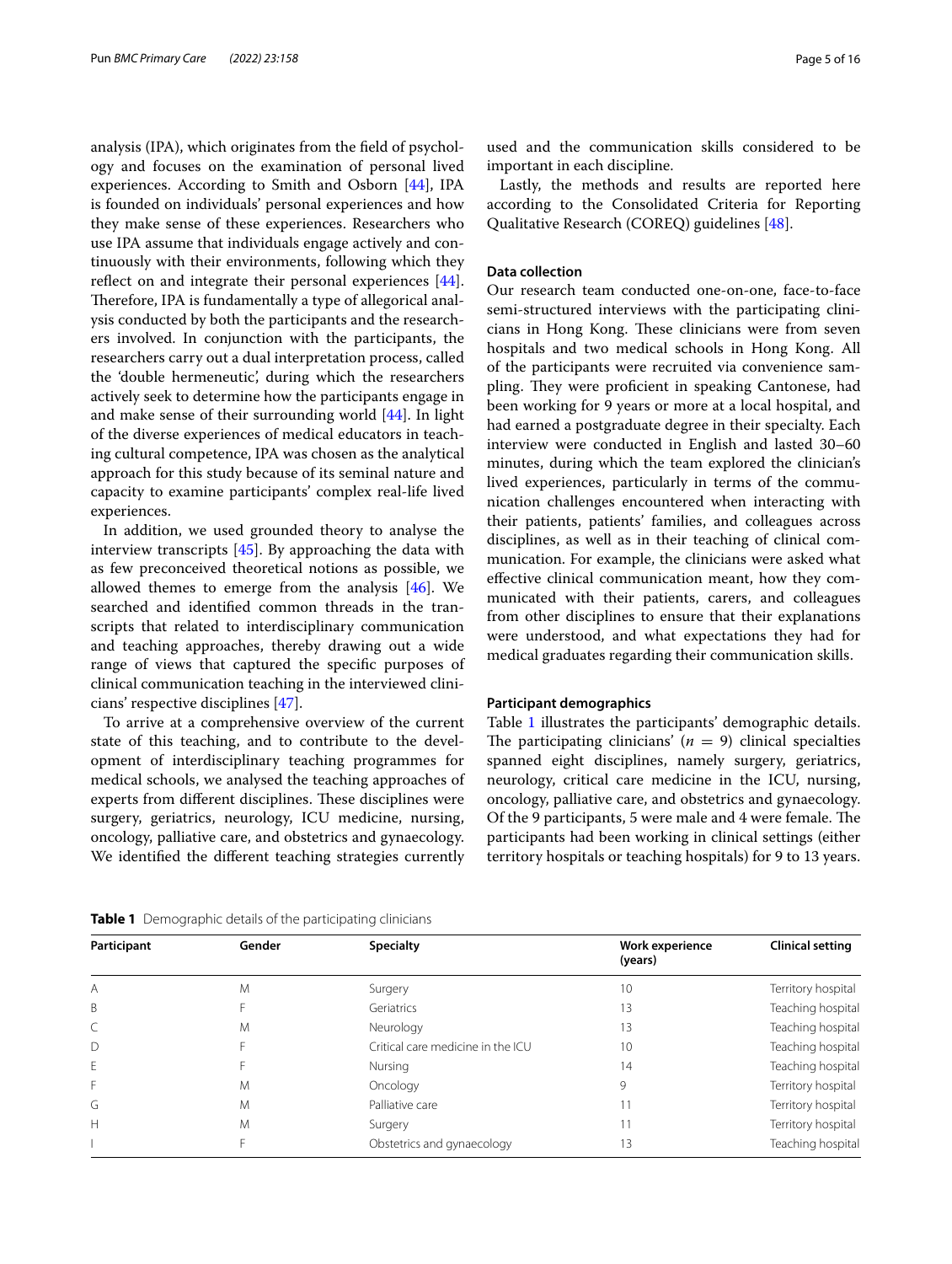analysis (IPA), which originates from the field of psychology and focuses on the examination of personal lived experiences. According to Smith and Osborn [44], IPA is founded on individuals' personal experiences and how they make sense of these experiences. Researchers who use IPA assume that individuals engage actively and continuously with their environments, following which they reflect on and integrate their personal experiences [44]. Therefore, IPA is fundamentally a type of allegorical analysis conducted by both the participants and the researchers involved. In conjunction with the participants, the researchers carry out a dual interpretation process, called the 'double hermeneutic', during which the researchers actively seek to determine how the participants engage in and make sense of their surrounding world [44]. In light of the diverse experiences of medical educators in teaching cultural competence, IPA was chosen as the analytical approach for this study because of its seminal nature and capacity to examine participants' complex real-life lived experiences.

In addition, we used grounded theory to analyse the interview transcripts [45]. By approaching the data with as few preconceived theoretical notions as possible, we allowed themes to emerge from the analysis [46]. We searched and identified common threads in the transcripts that related to interdisciplinary communication and teaching approaches, thereby drawing out a wide range of views that captured the specific purposes of clinical communication teaching in the interviewed clinicians' respective disciplines [47].

To arrive at a comprehensive overview of the current state of this teaching, and to contribute to the development of interdisciplinary teaching programmes for medical schools, we analysed the teaching approaches of experts from different disciplines. These disciplines were surgery, geriatrics, neurology, ICU medicine, nursing, oncology, palliative care, and obstetrics and gynaecology. We identified the different teaching strategies currently used and the communication skills considered to be important in each discipline.

Lastly, the methods and results are reported here according to the Consolidated Criteria for Reporting Qualitative Research (COREQ) guidelines [48].

#### Data collection

Our research team conducted one-on-one, face-to-face semi-structured interviews with the participating clinicians in Hong Kong. These clinicians were from seven hospitals and two medical schools in Hong Kong. All of the participants were recruited via convenience sampling. They were proficient in speaking Cantonese, had been working for 9 years or more at a local hospital, and had earned a postgraduate degree in their specialty. Each interview were conducted in English and lasted 30–60 minutes, during which the team explored the clinician's lived experiences, particularly in terms of the communication challenges encountered when interacting with their patients, patients' families, and colleagues across disciplines, as well as in their teaching of clinical communication. For example, the clinicians were asked what effective clinical communication meant, how they communicated with their patients, carers, and colleagues from other disciplines to ensure that their explanations were understood, and what expectations they had for medical graduates regarding their communication skills.

#### Participant demographics

Table 1 illustrates the participants' demographic details. The participating clinicians' ($n$ = 9) clinical specialties spanned eight disciplines, namely surgery, geriatrics, neurology, critical care medicine in the ICU, nursing, oncology, palliative care, and obstetrics and gynaecology. Of the 9 participants, 5 were male and 4 were female. The participants had been working in clinical settings (either territory hospitals or teaching hospitals) for 9 to 13 years.

**Table 1** Demographic details of the participating clinicians

| Participant | Gender | Specialty | Work experience (years) | Clinical setting |
|---|---|---|---|---|
| A | M | Surgery | 10 | Territory hospital |
| B | F | Geriatrics | 13 | Teaching hospital |
| C | M | Neurology | 13 | Teaching hospital |
| D | F | Critical care medicine in the ICU | 10 | Teaching hospital |
| E | F | Nursing | 14 | Teaching hospital |
| F | M | Oncology | 9 | Territory hospital |
| G | M | Palliative care | 11 | Territory hospital |
| H | M | Surgery | 11 | Territory hospital |
| I | F | Obstetrics and gynaecology | 13 | Teaching hospital |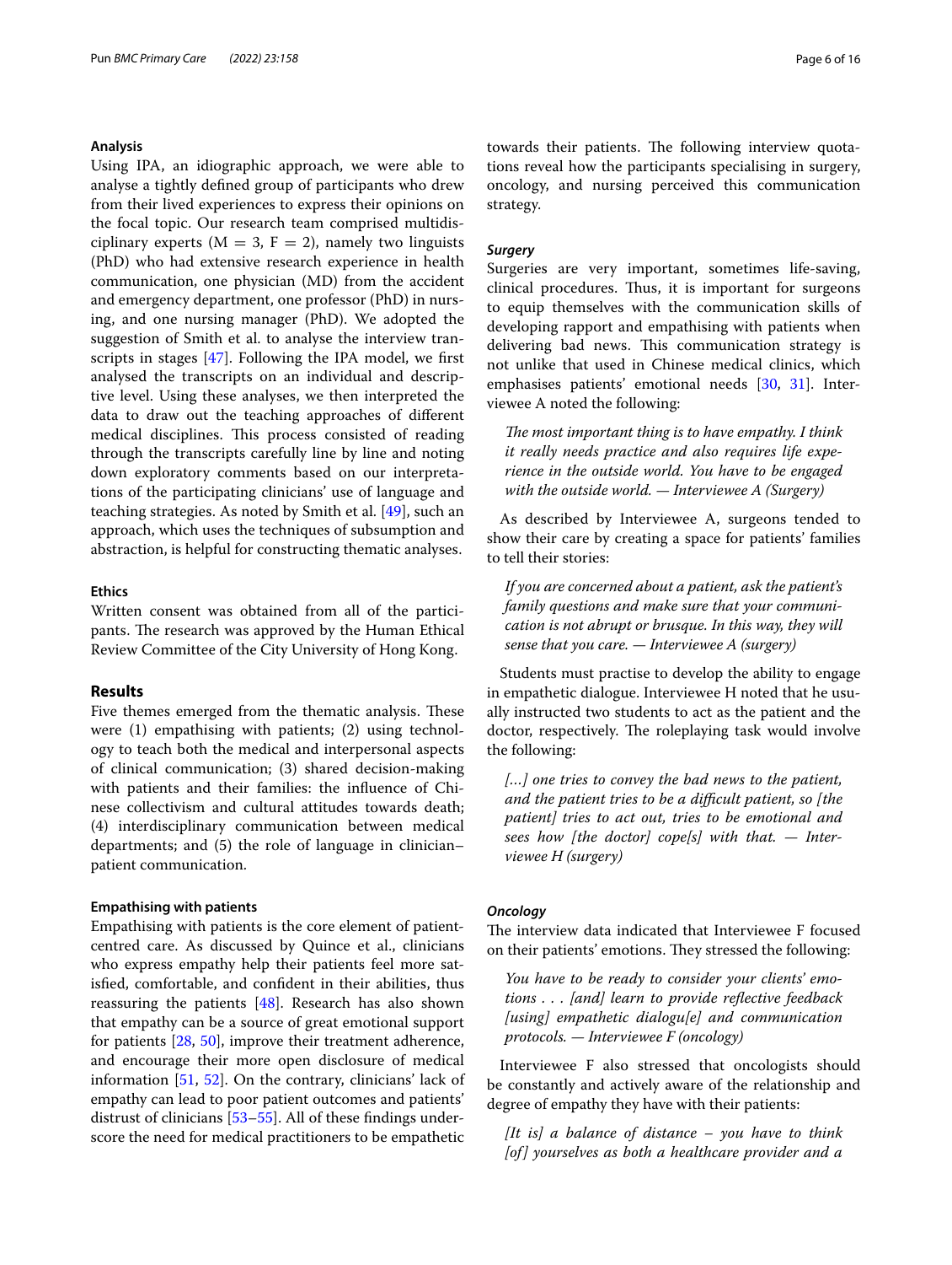### Analysis

Using IPA, an idiographic approach, we were able to analyse a tightly defined group of participants who drew from their lived experiences to express their opinions on the focal topic. Our research team comprised multidisciplinary experts (M = 3, F = 2), namely two linguists (PhD) who had extensive research experience in health communication, one physician (MD) from the accident and emergency department, one professor (PhD) in nursing, and one nursing manager (PhD). We adopted the suggestion of Smith et al. to analyse the interview transcripts in stages [47]. Following the IPA model, we first analysed the transcripts on an individual and descriptive level. Using these analyses, we then interpreted the data to draw out the teaching approaches of different medical disciplines. This process consisted of reading through the transcripts carefully line by line and noting down exploratory comments based on our interpretations of the participating clinicians' use of language and teaching strategies. As noted by Smith et al. [49], such an approach, which uses the techniques of subsumption and abstraction, is helpful for constructing thematic analyses.

### Ethics

Written consent was obtained from all of the participants. The research was approved by the Human Ethical Review Committee of the City University of Hong Kong.

## Results

Five themes emerged from the thematic analysis. These were (1) empathising with patients; (2) using technology to teach both the medical and interpersonal aspects of clinical communication; (3) shared decision-making with patients and their families: the influence of Chinese collectivism and cultural attitudes towards death; (4) interdisciplinary communication between medical departments; and (5) the role of language in clinician–patient communication.

### Empathising with patients

Empathising with patients is the core element of patient-centred care. As discussed by Quince et al., clinicians who express empathy help their patients feel more satisfied, comfortable, and confident in their abilities, thus reassuring the patients [48]. Research has also shown that empathy can be a source of great emotional support for patients [28, 50], improve their treatment adherence, and encourage their more open disclosure of medical information [51, 52]. On the contrary, clinicians' lack of empathy can lead to poor patient outcomes and patients' distrust of clinicians [53–55]. All of these findings underscore the need for medical practitioners to be empathetic towards their patients. The following interview quotations reveal how the participants specialising in surgery, oncology, and nursing perceived this communication strategy.

#### *Surgery*

Surgeries are very important, sometimes life-saving, clinical procedures. Thus, it is important for surgeons to equip themselves with the communication skills of developing rapport and empathising with patients when delivering bad news. This communication strategy is not unlike that used in Chinese medical clinics, which emphasises patients' emotional needs [30, 31]. Interviewee A noted the following:

> *The most important thing is to have empathy. I think it really needs practice and also requires life experience in the outside world. You have to be engaged with the outside world. — Interviewee A (Surgery)*

As described by Interviewee A, surgeons tended to show their care by creating a space for patients' families to tell their stories:

> *If you are concerned about a patient, ask the patient's family questions and make sure that your communication is not abrupt or brusque. In this way, they will sense that you care. — Interviewee A (surgery)*

Students must practise to develop the ability to engage in empathetic dialogue. Interviewee H noted that he usually instructed two students to act as the patient and the doctor, respectively. The roleplaying task would involve the following:

> *[...] one tries to convey the bad news to the patient, and the patient tries to be a difficult patient, so [the patient] tries to act out, tries to be emotional and sees how [the doctor] cope[s] with that. — Interviewee H (surgery)*

#### *Oncology*

The interview data indicated that Interviewee F focused on their patients' emotions. They stressed the following:

> *You have to be ready to consider your clients' emotions . . . [and] learn to provide reflective feedback [using] empathetic dialogu[e] and communication protocols. — Interviewee F (oncology)*

Interviewee F also stressed that oncologists should be constantly and actively aware of the relationship and degree of empathy they have with their patients:

> *[It is] a balance of distance – you have to think [of] yourselves as both a healthcare provider and a*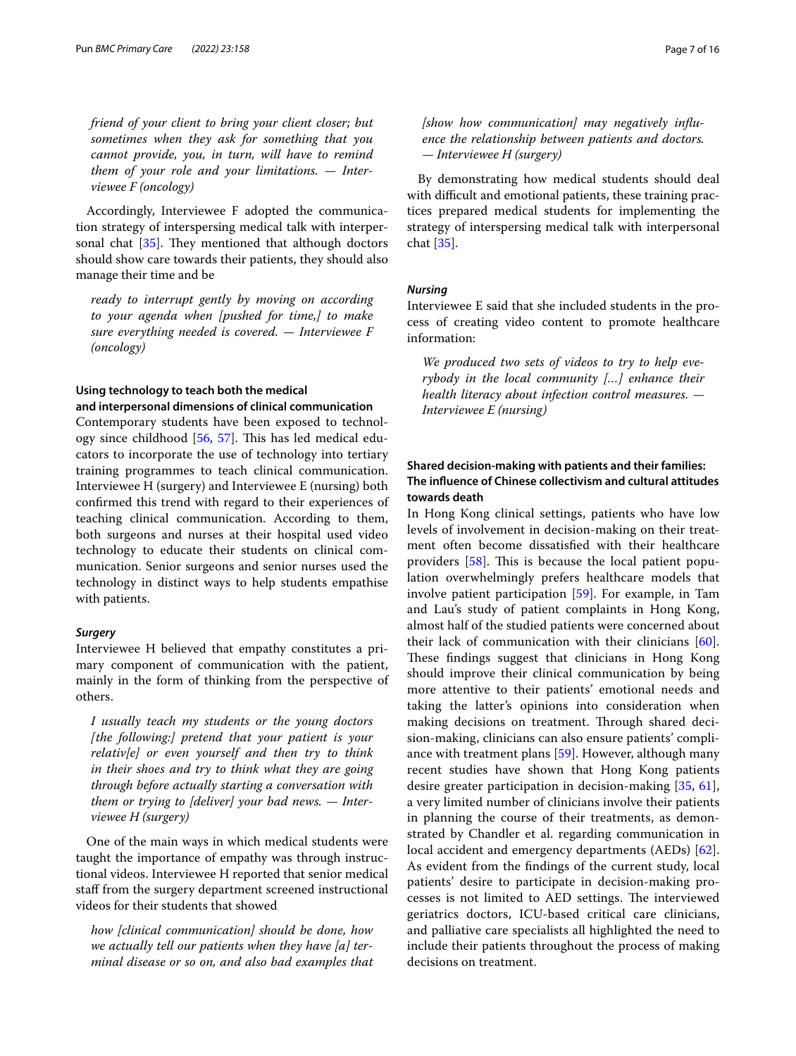*friend of your client to bring your client closer; but sometimes when they ask for something that you cannot provide, you, in turn, will have to remind them of your role and your limitations. — Interviewee F (oncology)*

Accordingly, Interviewee F adopted the communication strategy of interspersing medical talk with interpersonal chat [35]. They mentioned that although doctors should show care towards their patients, they should also manage their time and be

> *ready to interrupt gently by moving on according to your agenda when [pushed for time,] to make sure everything needed is covered. — Interviewee F (oncology)*

### Using technology to teach both the medical and interpersonal dimensions of clinical communication

Contemporary students have been exposed to technology since childhood [56, 57]. This has led medical educators to incorporate the use of technology into tertiary training programmes to teach clinical communication. Interviewee H (surgery) and Interviewee E (nursing) both confirmed this trend with regard to their experiences of teaching clinical communication. According to them, both surgeons and nurses at their hospital used video technology to educate their students on clinical communication. Senior surgeons and senior nurses used the technology in distinct ways to help students empathise with patients.

#### *Surgery*

Interviewee H believed that empathy constitutes a primary component of communication with the patient, mainly in the form of thinking from the perspective of others.

> *I usually teach my students or the young doctors [the following:] pretend that your patient is your relativ[e] or even yourself and then try to think in their shoes and try to think what they are going through before actually starting a conversation with them or trying to [deliver] your bad news. — Interviewee H (surgery)*

One of the main ways in which medical students were taught the importance of empathy was through instructional videos. Interviewee H reported that senior medical staff from the surgery department screened instructional videos for their students that showed

> *how [clinical communication] should be done, how we actually tell our patients when they have [a] terminal disease or so on, and also bad examples that [show how communication] may negatively influence the relationship between patients and doctors. — Interviewee H (surgery)*

By demonstrating how medical students should deal with difficult and emotional patients, these training practices prepared medical students for implementing the strategy of interspersing medical talk with interpersonal chat [35].

#### *Nursing*

Interviewee E said that she included students in the process of creating video content to promote healthcare information:

> *We produced two sets of videos to try to help everybody in the local community [...] enhance their health literacy about infection control measures. — Interviewee E (nursing)*

### Shared decision-making with patients and their families: The influence of Chinese collectivism and cultural attitudes towards death

In Hong Kong clinical settings, patients who have low levels of involvement in decision-making on their treatment often become dissatisfied with their healthcare providers [58]. This is because the local patient population overwhelmingly prefers healthcare models that involve patient participation [59]. For example, in Tam and Lau's study of patient complaints in Hong Kong, almost half of the studied patients were concerned about their lack of communication with their clinicians [60]. These findings suggest that clinicians in Hong Kong should improve their clinical communication by being more attentive to their patients' emotional needs and taking the latter's opinions into consideration when making decisions on treatment. Through shared decision-making, clinicians can also ensure patients' compliance with treatment plans [59]. However, although many recent studies have shown that Hong Kong patients desire greater participation in decision-making [35, 61], a very limited number of clinicians involve their patients in planning the course of their treatments, as demonstrated by Chandler et al. regarding communication in local accident and emergency departments (AEDs) [62]. As evident from the findings of the current study, local patients' desire to participate in decision-making processes is not limited to AED settings. The interviewed geriatrics doctors, ICU-based critical care clinicians, and palliative care specialists all highlighted the need to include their patients throughout the process of making decisions on treatment.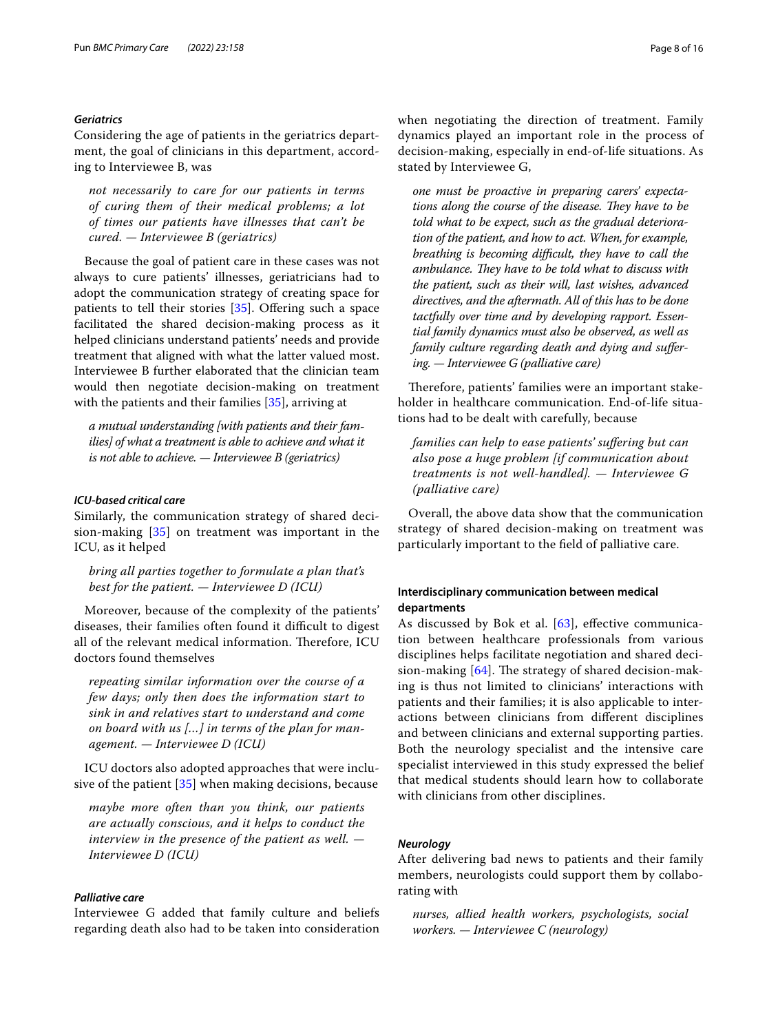#### *Geriatrics*

Considering the age of patients in the geriatrics department, the goal of clinicians in this department, according to Interviewee B, was

> *not necessarily to care for our patients in terms of curing them of their medical problems; a lot of times our patients have illnesses that can't be cured. — Interviewee B (geriatrics)*

Because the goal of patient care in these cases was not always to cure patients' illnesses, geriatricians had to adopt the communication strategy of creating space for patients to tell their stories [35]. Offering such a space facilitated the shared decision-making process as it helped clinicians understand patients' needs and provide treatment that aligned with what the latter valued most. Interviewee B further elaborated that the clinician team would then negotiate decision-making on treatment with the patients and their families [35], arriving at

> *a mutual understanding [with patients and their families] of what a treatment is able to achieve and what it is not able to achieve. — Interviewee B (geriatrics)*

#### *ICU-based critical care*

Similarly, the communication strategy of shared decision-making [35] on treatment was important in the ICU, as it helped

> *bring all parties together to formulate a plan that's best for the patient. — Interviewee D (ICU)*

Moreover, because of the complexity of the patients' diseases, their families often found it difficult to digest all of the relevant medical information. Therefore, ICU doctors found themselves

> *repeating similar information over the course of a few days; only then does the information start to sink in and relatives start to understand and come on board with us [...] in terms of the plan for management. — Interviewee D (ICU)*

ICU doctors also adopted approaches that were inclusive of the patient [35] when making decisions, because

> *maybe more often than you think, our patients are actually conscious, and it helps to conduct the interview in the presence of the patient as well. — Interviewee D (ICU)*

#### *Palliative care*

Interviewee G added that family culture and beliefs regarding death also had to be taken into consideration when negotiating the direction of treatment. Family dynamics played an important role in the process of decision-making, especially in end-of-life situations. As stated by Interviewee G,

> *one must be proactive in preparing carers' expectations along the course of the disease. They have to be told what to be expect, such as the gradual deterioration of the patient, and how to act. When, for example, breathing is becoming difficult, they have to call the ambulance. They have to be told what to discuss with the patient, such as their will, last wishes, advanced directives, and the aftermath. All of this has to be done tactfully over time and by developing rapport. Essential family dynamics must also be observed, as well as family culture regarding death and dying and suffering. — Interviewee G (palliative care)*

Therefore, patients' families were an important stakeholder in healthcare communication. End-of-life situations had to be dealt with carefully, because

> *families can help to ease patients' suffering but can also pose a huge problem [if communication about treatments is not well-handled]. — Interviewee G (palliative care)*

Overall, the above data show that the communication strategy of shared decision-making on treatment was particularly important to the field of palliative care.

### Interdisciplinary communication between medical departments

As discussed by Bok et al. [63], effective communication between healthcare professionals from various disciplines helps facilitate negotiation and shared decision-making [64]. The strategy of shared decision-making is thus not limited to clinicians' interactions with patients and their families; it is also applicable to interactions between clinicians from different disciplines and between clinicians and external supporting parties. Both the neurology specialist and the intensive care specialist interviewed in this study expressed the belief that medical students should learn how to collaborate with clinicians from other disciplines.

#### *Neurology*

After delivering bad news to patients and their family members, neurologists could support them by collaborating with

> *nurses, allied health workers, psychologists, social workers. — Interviewee C (neurology)*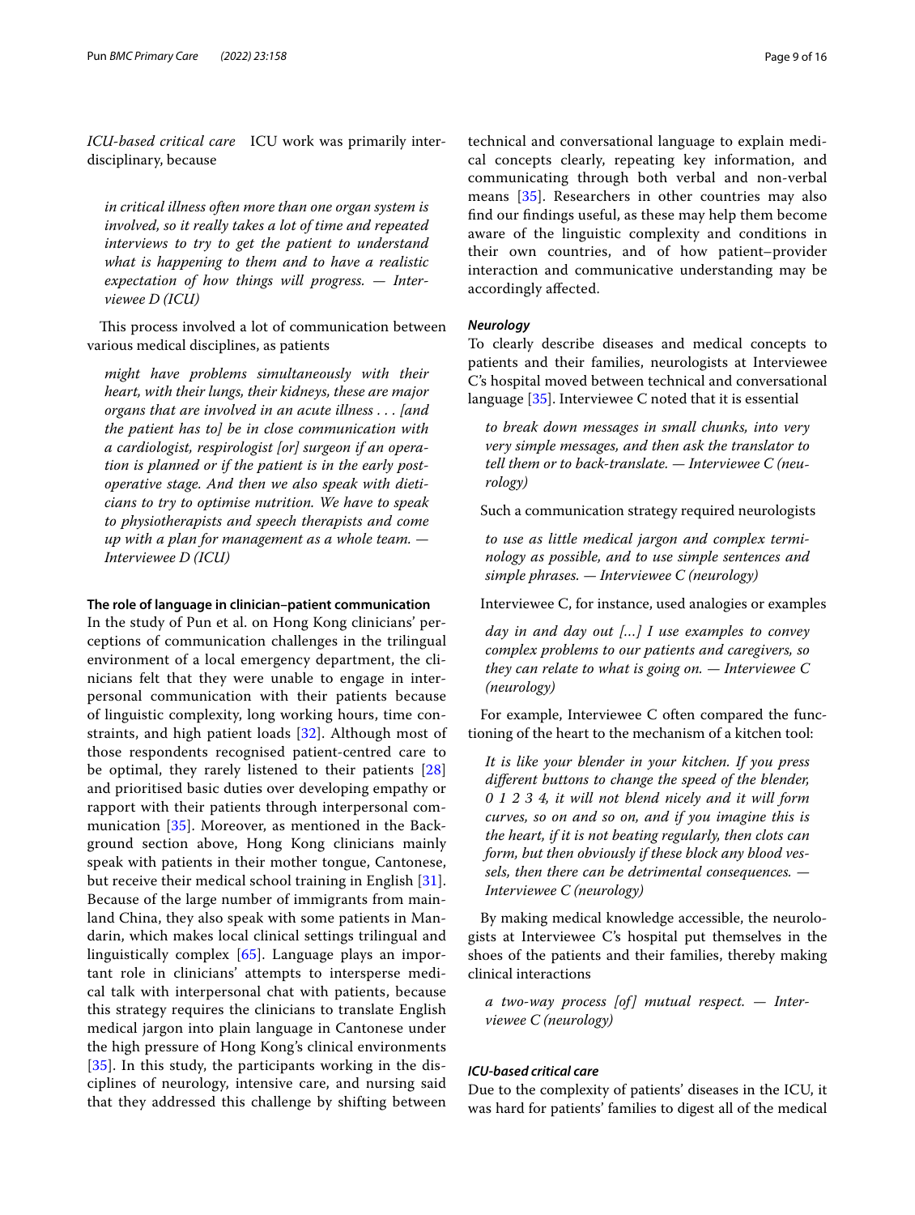*ICU-based critical care* ICU work was primarily interdisciplinary, because

> *in critical illness often more than one organ system is involved, so it really takes a lot of time and repeated interviews to try to get the patient to understand what is happening to them and to have a realistic expectation of how things will progress. — Interviewee D (ICU)*

This process involved a lot of communication between various medical disciplines, as patients

> *might have problems simultaneously with their heart, with their lungs, their kidneys, these are major organs that are involved in an acute illness . . . [and the patient has to] be in close communication with a cardiologist, respirologist [or] surgeon if an operation is planned or if the patient is in the early post-operative stage. And then we also speak with dieticians to try to optimise nutrition. We have to speak to physiotherapists and speech therapists and come up with a plan for management as a whole team. — Interviewee D (ICU)*

#### The role of language in clinician–patient communication

In the study of Pun et al. on Hong Kong clinicians' perceptions of communication challenges in the trilingual environment of a local emergency department, the clinicians felt that they were unable to engage in interpersonal communication with their patients because of linguistic complexity, long working hours, time constraints, and high patient loads [32]. Although most of those respondents recognised patient-centred care to be optimal, they rarely listened to their patients [28] and prioritised basic duties over developing empathy or rapport with their patients through interpersonal communication [35]. Moreover, as mentioned in the Background section above, Hong Kong clinicians mainly speak with patients in their mother tongue, Cantonese, but receive their medical school training in English [31]. Because of the large number of immigrants from mainland China, they also speak with some patients in Mandarin, which makes local clinical settings trilingual and linguistically complex [65]. Language plays an important role in clinicians' attempts to intersperse medical talk with interpersonal chat with patients, because this strategy requires the clinicians to translate English medical jargon into plain language in Cantonese under the high pressure of Hong Kong's clinical environments [35]. In this study, the participants working in the disciplines of neurology, intensive care, and nursing said that they addressed this challenge by shifting between technical and conversational language to explain medical concepts clearly, repeating key information, and communicating through both verbal and non-verbal means [35]. Researchers in other countries may also find our findings useful, as these may help them become aware of the linguistic complexity and conditions in their own countries, and of how patient–provider interaction and communicative understanding may be accordingly affected.

##### *Neurology*

To clearly describe diseases and medical concepts to patients and their families, neurologists at Interviewee C's hospital moved between technical and conversational language [35]. Interviewee C noted that it is essential

> *to break down messages in small chunks, into very very simple messages, and then ask the translator to tell them or to back-translate. — Interviewee C (neurology)*

Such a communication strategy required neurologists

> *to use as little medical jargon and complex terminology as possible, and to use simple sentences and simple phrases. — Interviewee C (neurology)*

Interviewee C, for instance, used analogies or examples

> *day in and day out [...] I use examples to convey complex problems to our patients and caregivers, so they can relate to what is going on. — Interviewee C (neurology)*

For example, Interviewee C often compared the functioning of the heart to the mechanism of a kitchen tool:

> *It is like your blender in your kitchen. If you press different buttons to change the speed of the blender, 0 1 2 3 4, it will not blend nicely and it will form curves, so on and so on, and if you imagine this is the heart, if it is not beating regularly, then clots can form, but then obviously if these block any blood vessels, then there can be detrimental consequences. — Interviewee C (neurology)*

By making medical knowledge accessible, the neurologists at Interviewee C's hospital put themselves in the shoes of the patients and their families, thereby making clinical interactions

> *a two-way process [of] mutual respect. — Interviewee C (neurology)*

##### *ICU-based critical care*

Due to the complexity of patients' diseases in the ICU, it was hard for patients' families to digest all of the medical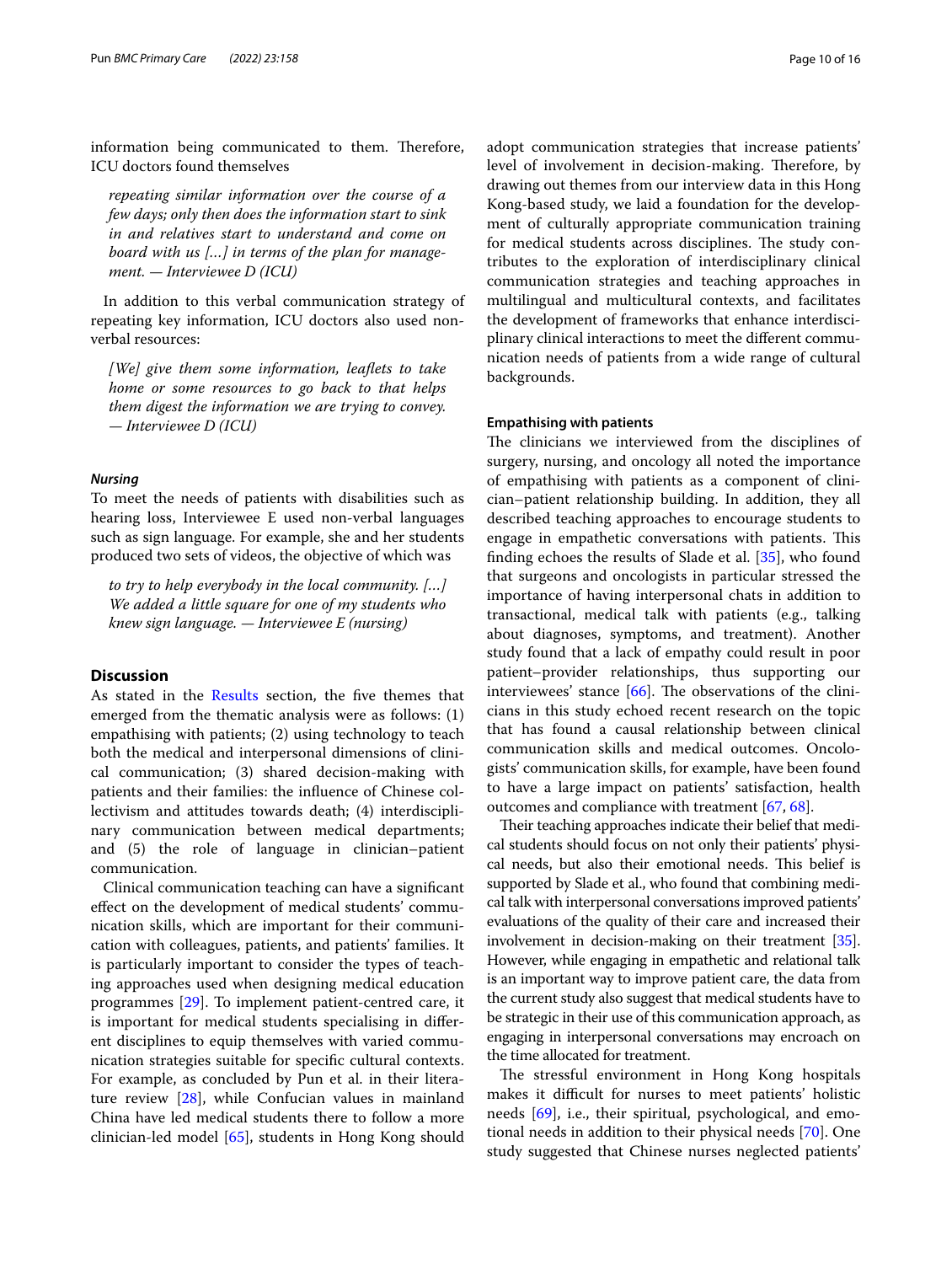information being communicated to them. Therefore, ICU doctors found themselves

> *repeating similar information over the course of a few days; only then does the information start to sink in and relatives start to understand and come on board with us [...] in terms of the plan for management. — Interviewee D (ICU)*

In addition to this verbal communication strategy of repeating key information, ICU doctors also used non-verbal resources:

> *[We] give them some information, leaflets to take home or some resources to go back to that helps them digest the information we are trying to convey. — Interviewee D (ICU)*

#### *Nursing*

To meet the needs of patients with disabilities such as hearing loss, Interviewee E used non-verbal languages such as sign language. For example, she and her students produced two sets of videos, the objective of which was

> *to try to help everybody in the local community. [...] We added a little square for one of my students who knew sign language. — Interviewee E (nursing)*

## Discussion

As stated in the Results section, the five themes that emerged from the thematic analysis were as follows: (1) empathising with patients; (2) using technology to teach both the medical and interpersonal dimensions of clinical communication; (3) shared decision-making with patients and their families: the influence of Chinese collectivism and attitudes towards death; (4) interdisciplinary communication between medical departments; and (5) the role of language in clinician–patient communication.

Clinical communication teaching can have a significant effect on the development of medical students' communication skills, which are important for their communication with colleagues, patients, and patients' families. It is particularly important to consider the types of teaching approaches used when designing medical education programmes [29]. To implement patient-centred care, it is important for medical students specialising in different disciplines to equip themselves with varied communication strategies suitable for specific cultural contexts. For example, as concluded by Pun et al. in their literature review [28], while Confucian values in mainland China have led medical students there to follow a more clinician-led model [65], students in Hong Kong should adopt communication strategies that increase patients' level of involvement in decision-making. Therefore, by drawing out themes from our interview data in this Hong Kong-based study, we laid a foundation for the development of culturally appropriate communication training for medical students across disciplines. The study contributes to the exploration of interdisciplinary clinical communication strategies and teaching approaches in multilingual and multicultural contexts, and facilitates the development of frameworks that enhance interdisciplinary clinical interactions to meet the different communication needs of patients from a wide range of cultural backgrounds.

### Empathising with patients

The clinicians we interviewed from the disciplines of surgery, nursing, and oncology all noted the importance of empathising with patients as a component of clinician–patient relationship building. In addition, they all described teaching approaches to encourage students to engage in empathetic conversations with patients. This finding echoes the results of Slade et al. [35], who found that surgeons and oncologists in particular stressed the importance of having interpersonal chats in addition to transactional, medical talk with patients (e.g., talking about diagnoses, symptoms, and treatment). Another study found that a lack of empathy could result in poor patient–provider relationships, thus supporting our interviewees' stance [66]. The observations of the clinicians in this study echoed recent research on the topic that has found a causal relationship between clinical communication skills and medical outcomes. Oncologists' communication skills, for example, have been found to have a large impact on patients' satisfaction, health outcomes and compliance with treatment [67, 68].

Their teaching approaches indicate their belief that medical students should focus on not only their patients' physical needs, but also their emotional needs. This belief is supported by Slade et al., who found that combining medical talk with interpersonal conversations improved patients' evaluations of the quality of their care and increased their involvement in decision-making on their treatment [35]. However, while engaging in empathetic and relational talk is an important way to improve patient care, the data from the current study also suggest that medical students have to be strategic in their use of this communication approach, as engaging in interpersonal conversations may encroach on the time allocated for treatment.

The stressful environment in Hong Kong hospitals makes it difficult for nurses to meet patients' holistic needs [69], i.e., their spiritual, psychological, and emotional needs in addition to their physical needs [70]. One study suggested that Chinese nurses neglected patients'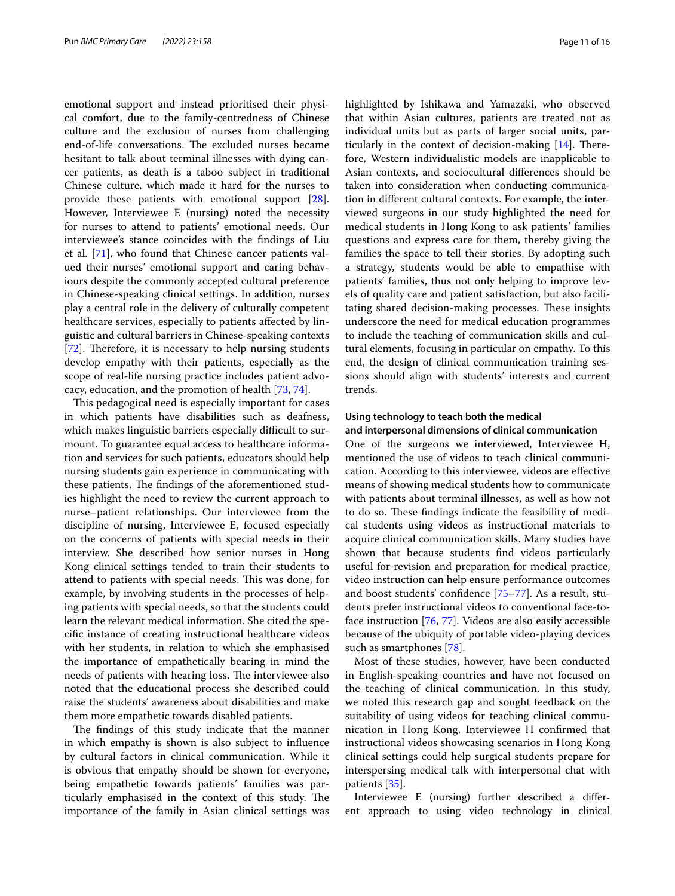emotional support and instead prioritised their physical comfort, due to the family-centredness of Chinese culture and the exclusion of nurses from challenging end-of-life conversations. The excluded nurses became hesitant to talk about terminal illnesses with dying cancer patients, as death is a taboo subject in traditional Chinese culture, which made it hard for the nurses to provide these patients with emotional support [28]. However, Interviewee E (nursing) noted the necessity for nurses to attend to patients' emotional needs. Our interviewee's stance coincides with the findings of Liu et al. [71], who found that Chinese cancer patients valued their nurses' emotional support and caring behaviours despite the commonly accepted cultural preference in Chinese-speaking clinical settings. In addition, nurses play a central role in the delivery of culturally competent healthcare services, especially to patients affected by linguistic and cultural barriers in Chinese-speaking contexts [72]. Therefore, it is necessary to help nursing students develop empathy with their patients, especially as the scope of real-life nursing practice includes patient advocacy, education, and the promotion of health [73, 74].

This pedagogical need is especially important for cases in which patients have disabilities such as deafness, which makes linguistic barriers especially difficult to surmount. To guarantee equal access to healthcare information and services for such patients, educators should help nursing students gain experience in communicating with these patients. The findings of the aforementioned studies highlight the need to review the current approach to nurse–patient relationships. Our interviewee from the discipline of nursing, Interviewee E, focused especially on the concerns of patients with special needs in their interview. She described how senior nurses in Hong Kong clinical settings tended to train their students to attend to patients with special needs. This was done, for example, by involving students in the processes of helping patients with special needs, so that the students could learn the relevant medical information. She cited the specific instance of creating instructional healthcare videos with her students, in relation to which she emphasised the importance of empathetically bearing in mind the needs of patients with hearing loss. The interviewee also noted that the educational process she described could raise the students' awareness about disabilities and make them more empathetic towards disabled patients.

The findings of this study indicate that the manner in which empathy is shown is also subject to influence by cultural factors in clinical communication. While it is obvious that empathy should be shown for everyone, being empathetic towards patients' families was particularly emphasised in the context of this study. The importance of the family in Asian clinical settings was highlighted by Ishikawa and Yamazaki, who observed that within Asian cultures, patients are treated not as individual units but as parts of larger social units, particularly in the context of decision-making [14]. Therefore, Western individualistic models are inapplicable to Asian contexts, and sociocultural differences should be taken into consideration when conducting communication in different cultural contexts. For example, the interviewed surgeons in our study highlighted the need for medical students in Hong Kong to ask patients' families questions and express care for them, thereby giving the families the space to tell their stories. By adopting such a strategy, students would be able to empathise with patients' families, thus not only helping to improve levels of quality care and patient satisfaction, but also facilitating shared decision-making processes. These insights underscore the need for medical education programmes to include the teaching of communication skills and cultural elements, focusing in particular on empathy. To this end, the design of clinical communication training sessions should align with students' interests and current trends.

### Using technology to teach both the medical and interpersonal dimensions of clinical communication

One of the surgeons we interviewed, Interviewee H, mentioned the use of videos to teach clinical communication. According to this interviewee, videos are effective means of showing medical students how to communicate with patients about terminal illnesses, as well as how not to do so. These findings indicate the feasibility of medical students using videos as instructional materials to acquire clinical communication skills. Many studies have shown that because students find videos particularly useful for revision and preparation for medical practice, video instruction can help ensure performance outcomes and boost students' confidence [75–77]. As a result, students prefer instructional videos to conventional face-to-face instruction [76, 77]. Videos are also easily accessible because of the ubiquity of portable video-playing devices such as smartphones [78].

Most of these studies, however, have been conducted in English-speaking countries and have not focused on the teaching of clinical communication. In this study, we noted this research gap and sought feedback on the suitability of using videos for teaching clinical communication in Hong Kong. Interviewee H confirmed that instructional videos showcasing scenarios in Hong Kong clinical settings could help surgical students prepare for interspersing medical talk with interpersonal chat with patients [35].

Interviewee E (nursing) further described a different approach to using video technology in clinical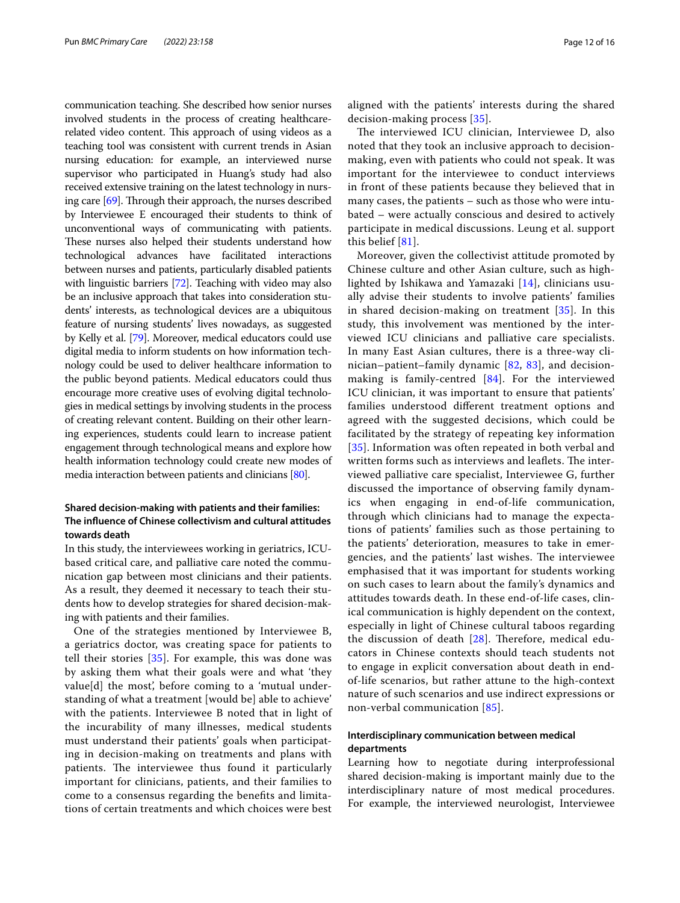communication teaching. She described how senior nurses involved students in the process of creating healthcare-related video content. This approach of using videos as a teaching tool was consistent with current trends in Asian nursing education: for example, an interviewed nurse supervisor who participated in Huang's study had also received extensive training on the latest technology in nursing care [69]. Through their approach, the nurses described by Interviewee E encouraged their students to think of unconventional ways of communicating with patients. These nurses also helped their students understand how technological advances have facilitated interactions between nurses and patients, particularly disabled patients with linguistic barriers [72]. Teaching with video may also be an inclusive approach that takes into consideration students' interests, as technological devices are a ubiquitous feature of nursing students' lives nowadays, as suggested by Kelly et al. [79]. Moreover, medical educators could use digital media to inform students on how information technology could be used to deliver healthcare information to the public beyond patients. Medical educators could thus encourage more creative uses of evolving digital technologies in medical settings by involving students in the process of creating relevant content. Building on their other learning experiences, students could learn to increase patient engagement through technological means and explore how health information technology could create new modes of media interaction between patients and clinicians [80].

### Shared decision-making with patients and their families: The influence of Chinese collectivism and cultural attitudes towards death

In this study, the interviewees working in geriatrics, ICU-based critical care, and palliative care noted the communication gap between most clinicians and their patients. As a result, they deemed it necessary to teach their students how to develop strategies for shared decision-making with patients and their families.

One of the strategies mentioned by Interviewee B, a geriatrics doctor, was creating space for patients to tell their stories [35]. For example, this was done was by asking them what their goals were and what 'they value[d] the most', before coming to a 'mutual understanding of what a treatment [would be] able to achieve' with the patients. Interviewee B noted that in light of the incurability of many illnesses, medical students must understand their patients' goals when participating in decision-making on treatments and plans with patients. The interviewee thus found it particularly important for clinicians, patients, and their families to come to a consensus regarding the benefits and limitations of certain treatments and which choices were best aligned with the patients' interests during the shared decision-making process [35].

The interviewed ICU clinician, Interviewee D, also noted that they took an inclusive approach to decision-making, even with patients who could not speak. It was important for the interviewee to conduct interviews in front of these patients because they believed that in many cases, the patients – such as those who were intubated – were actually conscious and desired to actively participate in medical discussions. Leung et al. support this belief [81].

Moreover, given the collectivist attitude promoted by Chinese culture and other Asian culture, such as highlighted by Ishikawa and Yamazaki [14], clinicians usually advise their students to involve patients' families in shared decision-making on treatment [35]. In this study, this involvement was mentioned by the interviewed ICU clinicians and palliative care specialists. In many East Asian cultures, there is a three-way clinician–patient–family dynamic [82, 83], and decision-making is family-centred [84]. For the interviewed ICU clinician, it was important to ensure that patients' families understood different treatment options and agreed with the suggested decisions, which could be facilitated by the strategy of repeating key information [35]. Information was often repeated in both verbal and written forms such as interviews and leaflets. The interviewed palliative care specialist, Interviewee G, further discussed the importance of observing family dynamics when engaging in end-of-life communication, through which clinicians had to manage the expectations of patients' families such as those pertaining to the patients' deterioration, measures to take in emergencies, and the patients' last wishes. The interviewee emphasised that it was important for students working on such cases to learn about the family's dynamics and attitudes towards death. In these end-of-life cases, clinical communication is highly dependent on the context, especially in light of Chinese cultural taboos regarding the discussion of death [28]. Therefore, medical educators in Chinese contexts should teach students not to engage in explicit conversation about death in end-of-life scenarios, but rather attune to the high-context nature of such scenarios and use indirect expressions or non-verbal communication [85].

### Interdisciplinary communication between medical departments

Learning how to negotiate during interprofessional shared decision-making is important mainly due to the interdisciplinary nature of most medical procedures. For example, the interviewed neurologist, Interviewee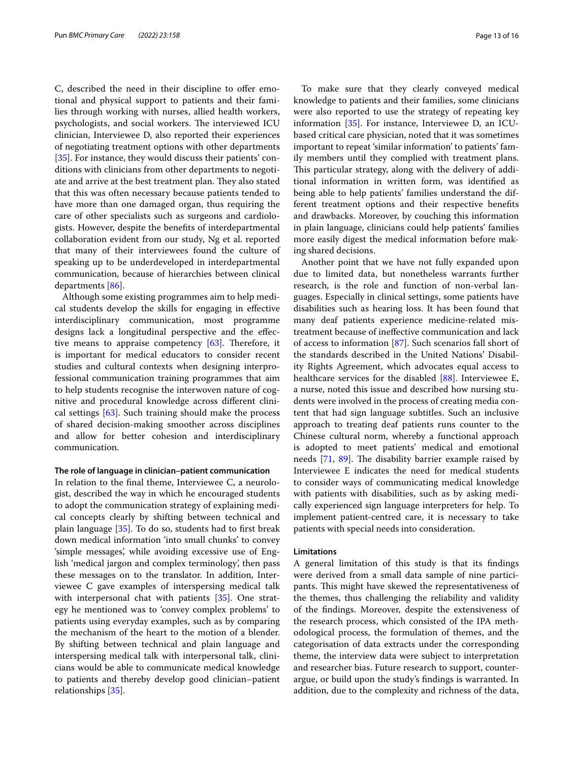C, described the need in their discipline to offer emotional and physical support to patients and their families through working with nurses, allied health workers, psychologists, and social workers. The interviewed ICU clinician, Interviewee D, also reported their experiences of negotiating treatment options with other departments [35]. For instance, they would discuss their patients' conditions with clinicians from other departments to negotiate and arrive at the best treatment plan. They also stated that this was often necessary because patients tended to have more than one damaged organ, thus requiring the care of other specialists such as surgeons and cardiologists. However, despite the benefits of interdepartmental collaboration evident from our study, Ng et al. reported that many of their interviewees found the culture of speaking up to be underdeveloped in interdepartmental communication, because of hierarchies between clinical departments [86].

Although some existing programmes aim to help medical students develop the skills for engaging in effective interdisciplinary communication, most programme designs lack a longitudinal perspective and the effective means to appraise competency [63]. Therefore, it is important for medical educators to consider recent studies and cultural contexts when designing interprofessional communication training programmes that aim to help students recognise the interwoven nature of cognitive and procedural knowledge across different clinical settings [63]. Such training should make the process of shared decision-making smoother across disciplines and allow for better cohesion and interdisciplinary communication.

**The role of language in clinician–patient communication**

In relation to the final theme, Interviewee C, a neurologist, described the way in which he encouraged students to adopt the communication strategy of explaining medical concepts clearly by shifting between technical and plain language [35]. To do so, students had to first break down medical information 'into small chunks' to convey 'simple messages', while avoiding excessive use of English 'medical jargon and complex terminology', then pass these messages on to the translator. In addition, Interviewee C gave examples of interspersing medical talk with interpersonal chat with patients [35]. One strategy he mentioned was to 'convey complex problems' to patients using everyday examples, such as by comparing the mechanism of the heart to the motion of a blender. By shifting between technical and plain language and interspersing medical talk with interpersonal talk, clinicians would be able to communicate medical knowledge to patients and thereby develop good clinician–patient relationships [35].

To make sure that they clearly conveyed medical knowledge to patients and their families, some clinicians were also reported to use the strategy of repeating key information [35]. For instance, Interviewee D, an ICU-based critical care physician, noted that it was sometimes important to repeat 'similar information' to patients' family members until they complied with treatment plans. This particular strategy, along with the delivery of additional information in written form, was identified as being able to help patients' families understand the different treatment options and their respective benefits and drawbacks. Moreover, by couching this information in plain language, clinicians could help patients' families more easily digest the medical information before making shared decisions.

Another point that we have not fully expanded upon due to limited data, but nonetheless warrants further research, is the role and function of non-verbal languages. Especially in clinical settings, some patients have disabilities such as hearing loss. It has been found that many deaf patients experience medicine-related mistreatment because of ineffective communication and lack of access to information [87]. Such scenarios fall short of the standards described in the United Nations' Disability Rights Agreement, which advocates equal access to healthcare services for the disabled [88]. Interviewee E, a nurse, noted this issue and described how nursing students were involved in the process of creating media content that had sign language subtitles. Such an inclusive approach to treating deaf patients runs counter to the Chinese cultural norm, whereby a functional approach is adopted to meet patients' medical and emotional needs [71, 89]. The disability barrier example raised by Interviewee E indicates the need for medical students to consider ways of communicating medical knowledge with patients with disabilities, such as by asking medically experienced sign language interpreters for help. To implement patient-centred care, it is necessary to take patients with special needs into consideration.

## Limitations

A general limitation of this study is that its findings were derived from a small data sample of nine participants. This might have skewed the representativeness of the themes, thus challenging the reliability and validity of the findings. Moreover, despite the extensiveness of the research process, which consisted of the IPA methodological process, the formulation of themes, and the categorisation of data extracts under the corresponding theme, the interview data were subject to interpretation and researcher bias. Future research to support, counterargue, or build upon the study's findings is warranted. In addition, due to the complexity and richness of the data,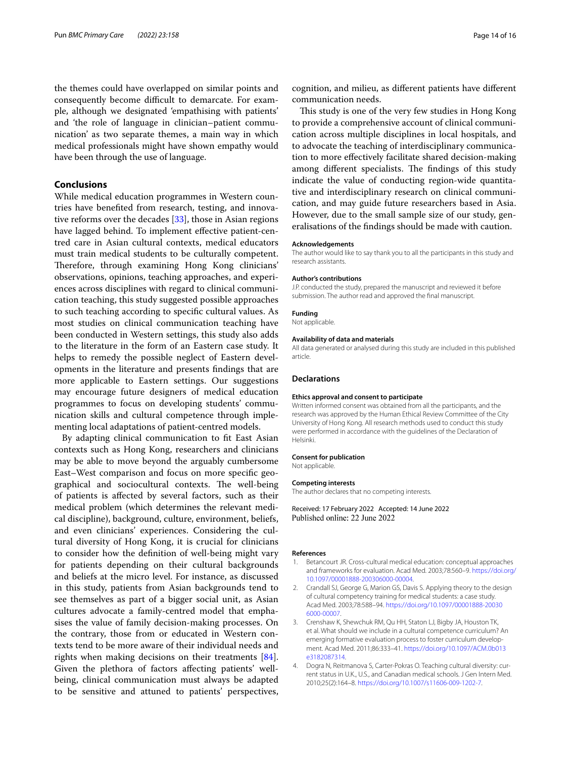the themes could have overlapped on similar points and consequently become difficult to demarcate. For example, although we designated 'empathising with patients' and 'the role of language in clinician–patient communication' as two separate themes, a main way in which medical professionals might have shown empathy would have been through the use of language.

## Conclusions

While medical education programmes in Western countries have benefited from research, testing, and innovative reforms over the decades [33], those in Asian regions have lagged behind. To implement effective patient-centred care in Asian cultural contexts, medical educators must train medical students to be culturally competent. Therefore, through examining Hong Kong clinicians' observations, opinions, teaching approaches, and experiences across disciplines with regard to clinical communication teaching, this study suggested possible approaches to such teaching according to specific cultural values. As most studies on clinical communication teaching have been conducted in Western settings, this study also adds to the literature in the form of an Eastern case study. It helps to remedy the possible neglect of Eastern developments in the literature and presents findings that are more applicable to Eastern settings. Our suggestions may encourage future designers of medical education programmes to focus on developing students' communication skills and cultural competence through implementing local adaptations of patient-centred models.

By adapting clinical communication to fit East Asian contexts such as Hong Kong, researchers and clinicians may be able to move beyond the arguably cumbersome East–West comparison and focus on more specific geographical and sociocultural contexts. The well-being of patients is affected by several factors, such as their medical problem (which determines the relevant medical discipline), background, culture, environment, beliefs, and even clinicians' experiences. Considering the cultural diversity of Hong Kong, it is crucial for clinicians to consider how the definition of well-being might vary for patients depending on their cultural backgrounds and beliefs at the micro level. For instance, as discussed in this study, patients from Asian backgrounds tend to see themselves as part of a bigger social unit, as Asian cultures advocate a family-centred model that emphasises the value of family decision-making processes. On the contrary, those from or educated in Western contexts tend to be more aware of their individual needs and rights when making decisions on their treatments [84]. Given the plethora of factors affecting patients' well-being, clinical communication must always be adapted to be sensitive and attuned to patients' perspectives, cognition, and milieu, as different patients have different communication needs.

This study is one of the very few studies in Hong Kong to provide a comprehensive account of clinical communication across multiple disciplines in local hospitals, and to advocate the teaching of interdisciplinary communication to more effectively facilitate shared decision-making among different specialists. The findings of this study indicate the value of conducting region-wide quantitative and interdisciplinary research on clinical communication, and may guide future researchers based in Asia. However, due to the small sample size of our study, generalisations of the findings should be made with caution.

#### Acknowledgements
The author would like to say thank you to all the participants in this study and research assistants.

#### Author's contributions
J.P. conducted the study, prepared the manuscript and reviewed it before submission. The author read and approved the final manuscript.

#### Funding
Not applicable.

#### Availability of data and materials
All data generated or analysed during this study are included in this published article.

### Declarations

#### Ethics approval and consent to participate
Written informed consent was obtained from all the participants, and the research was approved by the Human Ethical Review Committee of the City University of Hong Kong. All research methods used to conduct this study were performed in accordance with the guidelines of the Declaration of Helsinki.

#### Consent for publication
Not applicable.

#### Competing interests
The author declares that no competing interests.

Received: 17 February 2022 Accepted: 14 June 2022
Published online: 22 June 2022

#### References

1. Betancourt JR. Cross-cultural medical education: conceptual approaches and frameworks for evaluation. Acad Med. 2003;78:560–9. https://doi.org/10.1097/00001888-200306000-00004.
2. Crandall SJ, George G, Marion GS, Davis S. Applying theory to the design of cultural competency training for medical students: a case study. Acad Med. 2003;78:588–94. https://doi.org/10.1097/00001888-200306000-00007.
3. Crenshaw K, Shewchuk RM, Qu HH, Staton LJ, Bigby JA, Houston TK, et al. What should we include in a cultural competence curriculum? An emerging formative evaluation process to foster curriculum development. Acad Med. 2011;86:333–41. https://doi.org/10.1097/ACM.0b013e3182087314.
4. Dogra N, Reitmanova S, Carter-Pokras O. Teaching cultural diversity: current status in U.K., U.S., and Canadian medical schools. J Gen Intern Med. 2010;25(2):164–8. https://doi.org/10.1007/s11606-009-1202-7.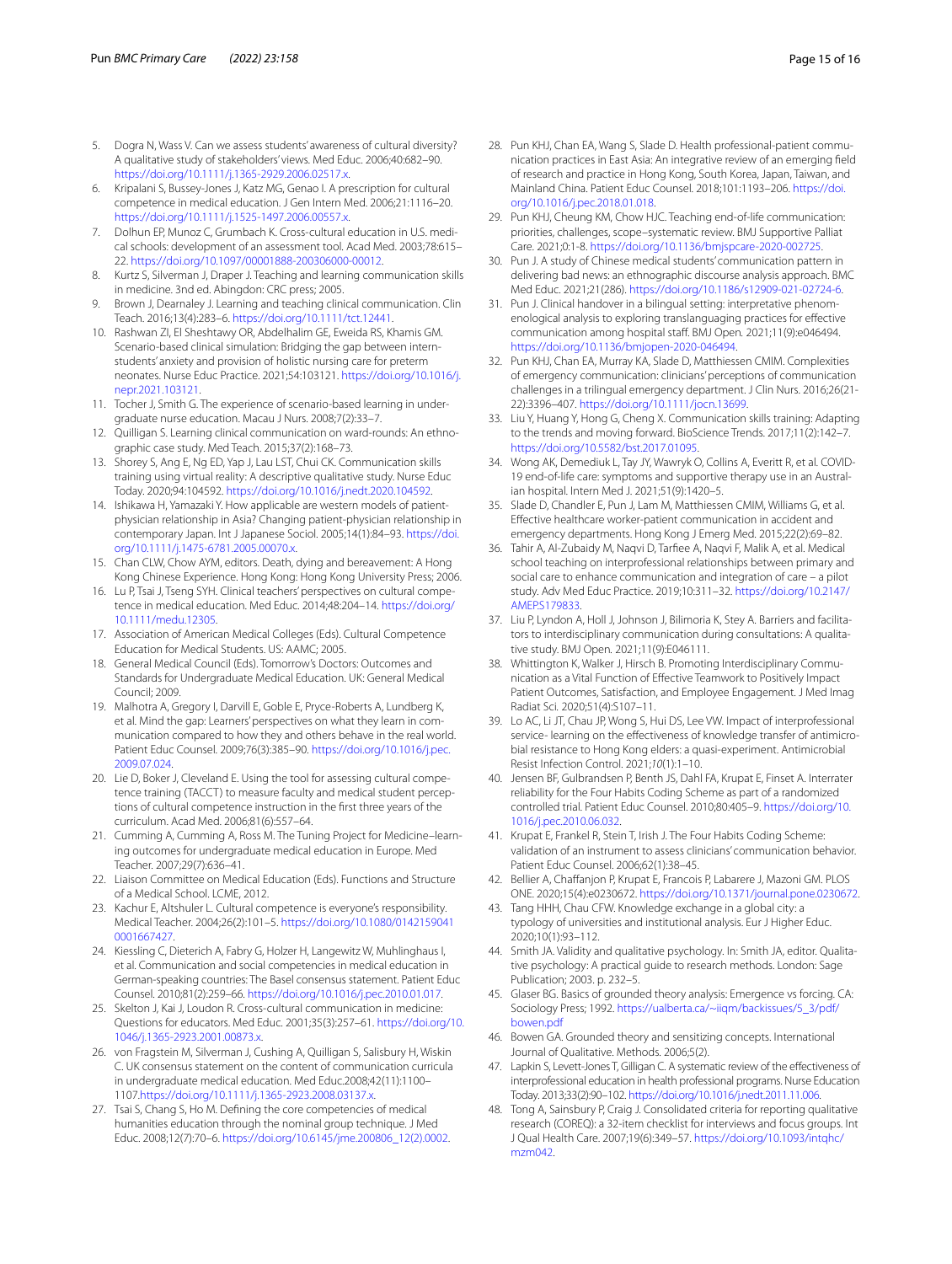5. Dogra N, Wass V. Can we assess students' awareness of cultural diversity? A qualitative study of stakeholders' views. Med Educ. 2006;40:682–90. https://doi.org/10.1111/j.1365-2929.2006.02517.x.
6. Kripalani S, Bussey-Jones J, Katz MG, Genao I. A prescription for cultural competence in medical education. J Gen Intern Med. 2006;21:1116–20. https://doi.org/10.1111/j.1525-1497.2006.00557.x.
7. Dolhun EP, Munoz C, Grumbach K. Cross-cultural education in U.S. medical schools: development of an assessment tool. Acad Med. 2003;78:615–22. https://doi.org/10.1097/00001888-200306000-00012.
8. Kurtz S, Silverman J, Draper J. Teaching and learning communication skills in medicine. 3nd ed. Abingdon: CRC press; 2005.
9. Brown J, Dearnaley J. Learning and teaching clinical communication. Clin Teach. 2016;13(4):283–6. https://doi.org/10.1111/tct.12441.
10. Rashwan ZI, El Sheshtawy OR, Abdelhalim GE, Eweida RS, Khamis GM. Scenario-based clinical simulation: Bridging the gap between intern-students' anxiety and provision of holistic nursing care for preterm neonates. Nurse Educ Practice. 2021;54:103121. https://doi.org/10.1016/j.nepr.2021.103121.
11. Tocher J, Smith G. The experience of scenario-based learning in undergraduate nurse education. Macau J Nurs. 2008;7(2):33–7.
12. Quilligan S. Learning clinical communication on ward-rounds: An ethnographic case study. Med Teach. 2015;37(2):168–73.
13. Shorey S, Ang E, Ng ED, Yap J, Lau LST, Chui CK. Communication skills training using virtual reality: A descriptive qualitative study. Nurse Educ Today. 2020;94:104592. https://doi.org/10.1016/j.nedt.2020.104592.
14. Ishikawa H, Yamazaki Y. How applicable are western models of patient-physician relationship in Asia? Changing patient-physician relationship in contemporary Japan. Int J Japanese Sociol. 2005;14(1):84–93. https://doi.org/10.1111/j.1475-6781.2005.00070.x.
15. Chan CLW, Chow AYM, editors. Death, dying and bereavement: A Hong Kong Chinese Experience. Hong Kong: Hong Kong University Press; 2006.
16. Lu P, Tsai J, Tseng SYH. Clinical teachers' perspectives on cultural competence in medical education. Med Educ. 2014;48:204–14. https://doi.org/10.1111/medu.12305.
17. Association of American Medical Colleges (Eds). Cultural Competence Education for Medical Students. US: AAMC; 2005.
18. General Medical Council (Eds). Tomorrow's Doctors: Outcomes and Standards for Undergraduate Medical Education. UK: General Medical Council; 2009.
19. Malhotra A, Gregory I, Darvill E, Goble E, Pryce-Roberts A, Lundberg K, et al. Mind the gap: Learners' perspectives on what they learn in communication compared to how they and others behave in the real world. Patient Educ Counsel. 2009;76(3):385–90. https://doi.org/10.1016/j.pec.2009.07.024.
20. Lie D, Boker J, Cleveland E. Using the tool for assessing cultural competence training (TACCT) to measure faculty and medical student perceptions of cultural competence instruction in the first three years of the curriculum. Acad Med. 2006;81(6):557–64.
21. Cumming A, Cumming A, Ross M. The Tuning Project for Medicine–learning outcomes for undergraduate medical education in Europe. Med Teacher. 2007;29(7):636–41.
22. Liaison Committee on Medical Education (Eds). Functions and Structure of a Medical School. LCME, 2012.
23. Kachur E, Altshuler L. Cultural competence is everyone's responsibility. Medical Teacher. 2004;26(2):101–5. https://doi.org/10.1080/01421590410001667427.
24. Kiessling C, Dieterich A, Fabry G, Holzer H, Langewitz W, Muhlinghaus I, et al. Communication and social competencies in medical education in German-speaking countries: The Basel consensus statement. Patient Educ Counsel. 2010;81(2):259–66. https://doi.org/10.1016/j.pec.2010.01.017.
25. Skelton J, Kai J, Loudon R. Cross-cultural communication in medicine: Questions for educators. Med Educ. 2001;35(3):257–61. https://doi.org/10.1046/j.1365-2923.2001.00873.x.
26. von Fragstein M, Silverman J, Cushing A, Quilligan S, Salisbury H, Wiskin C. UK consensus statement on the content of communication curricula in undergraduate medical education. Med Educ.2008;42(11):1100–1107.https://doi.org/10.1111/j.1365-2923.2008.03137.x.
27. Tsai S, Chang S, Ho M. Defining the core competencies of medical humanities education through the nominal group technique. J Med Educ. 2008;12(7):70–6. https://doi.org/10.6145/jme.200806_12(2).0002.
28. Pun KHJ, Chan EA, Wang S, Slade D. Health professional-patient communication practices in East Asia: An integrative review of an emerging field of research and practice in Hong Kong, South Korea, Japan, Taiwan, and Mainland China. Patient Educ Counsel. 2018;101:1193–206. https://doi.org/10.1016/j.pec.2018.01.018.
29. Pun KHJ, Cheung KM, Chow HJC. Teaching end-of-life communication: priorities, challenges, scope–systematic review. BMJ Supportive Palliat Care. 2021;0:1-8. https://doi.org/10.1136/bmjspcare-2020-002725.
30. Pun J. A study of Chinese medical students' communication pattern in delivering bad news: an ethnographic discourse analysis approach. BMC Med Educ. 2021;21(286). https://doi.org/10.1186/s12909-021-02724-6.
31. Pun J. Clinical handover in a bilingual setting: interpretative phenomenological analysis to exploring translanguaging practices for effective communication among hospital staff. BMJ Open. 2021;11(9):e046494. https://doi.org/10.1136/bmjopen-2020-046494.
32. Pun KHJ, Chan EA, Murray KA, Slade D, Matthiessen CMIM. Complexities of emergency communication: clinicians' perceptions of communication challenges in a trilingual emergency department. J Clin Nurs. 2016;26(21-22):3396–407. https://doi.org/10.1111/jocn.13699.
33. Liu Y, Huang Y, Hong G, Cheng X. Communication skills training: Adapting to the trends and moving forward. BioScience Trends. 2017;11(2):142–7. https://doi.org/10.5582/bst.2017.01095.
34. Wong AK, Demediuk L, Tay JY, Wawryk O, Collins A, Everitt R, et al. COVID-19 end-of-life care: symptoms and supportive therapy use in an Australian hospital. Intern Med J. 2021;51(9):1420–5.
35. Slade D, Chandler E, Pun J, Lam M, Matthiessen CMIM, Williams G, et al. Effective healthcare worker-patient communication in accident and emergency departments. Hong Kong J Emerg Med. 2015;22(2):69–82.
36. Tahir A, Al-Zubaidy M, Naqvi D, Tarfiee A, Naqvi F, Malik A, et al. Medical school teaching on interprofessional relationships between primary and social care to enhance communication and integration of care – a pilot study. Adv Med Educ Practice. 2019;10:311–32. https://doi.org/10.2147/AMEP.S179833.
37. Liu P, Lyndon A, Holl J, Johnson J, Bilimoria K, Stey A. Barriers and facilitators to interdisciplinary communication during consultations: A qualitative study. BMJ Open. 2021;11(9):E046111.
38. Whittington K, Walker J, Hirsch B. Promoting Interdisciplinary Communication as a Vital Function of Effective Teamwork to Positively Impact Patient Outcomes, Satisfaction, and Employee Engagement. J Med Imag Radiat Sci. 2020;51(4):S107–11.
39. Lo AC, Li JT, Chau JP, Wong S, Hui DS, Lee VW. Impact of interprofessional service- learning on the effectiveness of knowledge transfer of antimicrobial resistance to Hong Kong elders: a quasi-experiment. Antimicrobial Resist Infection Control. 2021;*10*(1):1–10.
40. Jensen BF, Gulbrandsen P, Benth JS, Dahl FA, Krupat E, Finset A. Interrater reliability for the Four Habits Coding Scheme as part of a randomized controlled trial. Patient Educ Counsel. 2010;80:405–9. https://doi.org/10.1016/j.pec.2010.06.032.
41. Krupat E, Frankel R, Stein T, Irish J. The Four Habits Coding Scheme: validation of an instrument to assess clinicians' communication behavior. Patient Educ Counsel. 2006;62(1):38–45.
42. Bellier A, Chaffanjon P, Krupat E, Francois P, Labarere J, Mazoni GM. PLOS ONE. 2020;15(4):e0230672. https://doi.org/10.1371/journal.pone.0230672.
43. Tang HHH, Chau CFW. Knowledge exchange in a global city: a typology of universities and institutional analysis. Eur J Higher Educ. 2020;10(1):93–112.
44. Smith JA. Validity and qualitative psychology. In: Smith JA, editor. Qualitative psychology: A practical guide to research methods. London: Sage Publication; 2003. p. 232–5.
45. Glaser BG. Basics of grounded theory analysis: Emergence vs forcing. CA: Sociology Press; 1992. https://ualberta.ca/~iiqm/backissues/5_3/pdf/bowen.pdf
46. Bowen GA. Grounded theory and sensitizing concepts. International Journal of Qualitative. Methods. 2006;5(2).
47. Lapkin S, Levett-Jones T, Gilligan C. A systematic review of the effectiveness of interprofessional education in health professional programs. Nurse Education Today. 2013;33(2):90–102. https://doi.org/10.1016/j.nedt.2011.11.006.
48. Tong A, Sainsbury P, Craig J. Consolidated criteria for reporting qualitative research (COREQ): a 32-item checklist for interviews and focus groups. Int J Qual Health Care. 2007;19(6):349–57. https://doi.org/10.1093/intqhc/mzm042.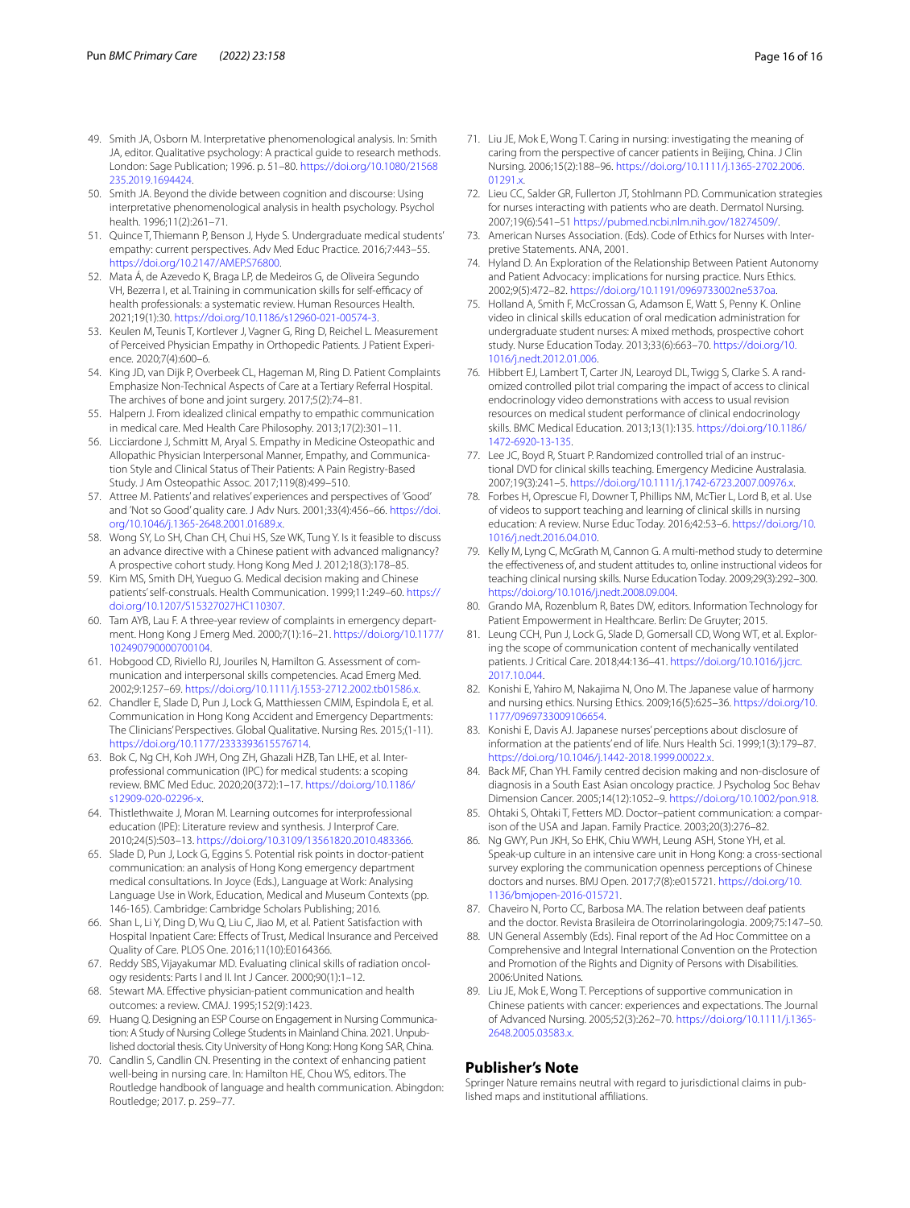49. Smith JA, Osborn M. Interpretative phenomenological analysis. In: Smith JA, editor. Qualitative psychology: A practical guide to research methods. London: Sage Publication; 1996. p. 51–80. https://doi.org/10.1080/21568235.2019.1694424.
50. Smith JA. Beyond the divide between cognition and discourse: Using interpretative phenomenological analysis in health psychology. Psychol health. 1996;11(2):261–71.
51. Quince T, Thiemann P, Benson J, Hyde S. Undergraduate medical students' empathy: current perspectives. Adv Med Educ Practice. 2016;7:443–55. https://doi.org/10.2147/AMEP.S76800.
52. Mata Á, de Azevedo K, Braga LP, de Medeiros G, de Oliveira Segundo VH, Bezerra I, et al. Training in communication skills for self-efficacy of health professionals: a systematic review. Human Resources Health. 2021;19(1):30. https://doi.org/10.1186/s12960-021-00574-3.
53. Keulen M, Teunis T, Kortlever J, Vagner G, Ring D, Reichel L. Measurement of Perceived Physician Empathy in Orthopedic Patients. J Patient Experience. 2020;7(4):600–6.
54. King JD, van Dijk P, Overbeek CL, Hageman M, Ring D. Patient Complaints Emphasize Non-Technical Aspects of Care at a Tertiary Referral Hospital. The archives of bone and joint surgery. 2017;5(2):74–81.
55. Halpern J. From idealized clinical empathy to empathic communication in medical care. Med Health Care Philosophy. 2013;17(2):301–11.
56. Licciardone J, Schmitt M, Aryal S. Empathy in Medicine Osteopathic and Allopathic Physician Interpersonal Manner, Empathy, and Communication Style and Clinical Status of Their Patients: A Pain Registry-Based Study. J Am Osteopathic Assoc. 2017;119(8):499–510.
57. Attree M. Patients' and relatives' experiences and perspectives of 'Good' and 'Not so Good' quality care. J Adv Nurs. 2001;33(4):456–66. https://doi.org/10.1046/j.1365-2648.2001.01689.x.
58. Wong SY, Lo SH, Chan CH, Chui HS, Sze WK, Tung Y. Is it feasible to discuss an advance directive with a Chinese patient with advanced malignancy? A prospective cohort study. Hong Kong Med J. 2012;18(3):178–85.
59. Kim MS, Smith DH, Yueguo G. Medical decision making and Chinese patients' self-construals. Health Communication. 1999;11:249–60. https://doi.org/10.1207/S15327027HC110307.
60. Tam AYB, Lau F. A three-year review of complaints in emergency department. Hong Kong J Emerg Med. 2000;7(1):16–21. https://doi.org/10.1177/102490790000700104.
61. Hobgood CD, Riviello RJ, Jouriles N, Hamilton G. Assessment of communication and interpersonal skills competencies. Acad Emerg Med. 2002;9:1257–69. https://doi.org/10.1111/j.1553-2712.2002.tb01586.x.
62. Chandler E, Slade D, Pun J, Lock G, Matthiessen CMIM, Espindola E, et al. Communication in Hong Kong Accident and Emergency Departments: The Clinicians' Perspectives. Global Qualitative. Nursing Res. 2015;(1-11). https://doi.org/10.1177/2333393615576714.
63. Bok C, Ng CH, Koh JWH, Ong ZH, Ghazali HZB, Tan LHE, et al. Interprofessional communication (IPC) for medical students: a scoping review. BMC Med Educ. 2020;20(372):1–17. https://doi.org/10.1186/s12909-020-02296-x.
64. Thistlethwaite J, Moran M. Learning outcomes for interprofessional education (IPE): Literature review and synthesis. J Interprof Care. 2010;24(5):503–13. https://doi.org/10.3109/13561820.2010.483366.
65. Slade D, Pun J, Lock G, Eggins S. Potential risk points in doctor-patient communication: an analysis of Hong Kong emergency department medical consultations. In Joyce (Eds.), Language at Work: Analysing Language Use in Work, Education, Medical and Museum Contexts (pp. 146-165). Cambridge: Cambridge Scholars Publishing; 2016.
66. Shan L, Li Y, Ding D, Wu Q, Liu C, Jiao M, et al. Patient Satisfaction with Hospital Inpatient Care: Effects of Trust, Medical Insurance and Perceived Quality of Care. PLOS One. 2016;11(10):E0164366.
67. Reddy SBS, Vijayakumar MD. Evaluating clinical skills of radiation oncology residents: Parts I and II. Int J Cancer. 2000;90(1):1–12.
68. Stewart MA. Effective physician-patient communication and health outcomes: a review. CMAJ. 1995;152(9):1423.
69. Huang Q. Designing an ESP Course on Engagement in Nursing Communication: A Study of Nursing College Students in Mainland China. 2021. Unpublished doctorial thesis. City University of Hong Kong: Hong Kong SAR, China.
70. Candlin S, Candlin CN. Presenting in the context of enhancing patient well-being in nursing care. In: Hamilton HE, Chou WS, editors. The Routledge handbook of language and health communication. Abingdon: Routledge; 2017. p. 259–77.
71. Liu JE, Mok E, Wong T. Caring in nursing: investigating the meaning of caring from the perspective of cancer patients in Beijing, China. J Clin Nursing. 2006;15(2):188–96. https://doi.org/10.1111/j.1365-2702.2006.01291.x.
72. Lieu CC, Salder GR, Fullerton JT, Stohlmann PD. Communication strategies for nurses interacting with patients who are death. Dermatol Nursing. 2007;19(6):541–51 https://pubmed.ncbi.nlm.nih.gov/18274509/.
73. American Nurses Association. (Eds). Code of Ethics for Nurses with Interpretive Statements. ANA, 2001.
74. Hyland D. An Exploration of the Relationship Between Patient Autonomy and Patient Advocacy: implications for nursing practice. Nurs Ethics. 2002;9(5):472–82. https://doi.org/10.1191/0969733002ne537oa.
75. Holland A, Smith F, McCrossan G, Adamson E, Watt S, Penny K. Online video in clinical skills education of oral medication administration for undergraduate student nurses: A mixed methods, prospective cohort study. Nurse Education Today. 2013;33(6):663–70. https://doi.org/10.1016/j.nedt.2012.01.006.
76. Hibbert EJ, Lambert T, Carter JN, Learoyd DL, Twigg S, Clarke S. A randomized controlled pilot trial comparing the impact of access to clinical endocrinology video demonstrations with access to usual revision resources on medical student performance of clinical endocrinology skills. BMC Medical Education. 2013;13(1):135. https://doi.org/10.1186/1472-6920-13-135.
77. Lee JC, Boyd R, Stuart P. Randomized controlled trial of an instructional DVD for clinical skills teaching. Emergency Medicine Australasia. 2007;19(3):241–5. https://doi.org/10.1111/j.1742-6723.2007.00976.x.
78. Forbes H, Oprescue FI, Downer T, Phillips NM, McTier L, Lord B, et al. Use of videos to support teaching and learning of clinical skills in nursing education: A review. Nurse Educ Today. 2016;42:53–6. https://doi.org/10.1016/j.nedt.2016.04.010.
79. Kelly M, Lyng C, McGrath M, Cannon G. A multi-method study to determine the effectiveness of, and student attitudes to, online instructional videos for teaching clinical nursing skills. Nurse Education Today. 2009;29(3):292–300. https://doi.org/10.1016/j.nedt.2008.09.004.
80. Grando MA, Rozenblum R, Bates DW, editors. Information Technology for Patient Empowerment in Healthcare. Berlin: De Gruyter; 2015.
81. Leung CCH, Pun J, Lock G, Slade D, Gomersall CD, Wong WT, et al. Exploring the scope of communication content of mechanically ventilated patients. J Critical Care. 2018;44:136–41. https://doi.org/10.1016/j.jcrc.2017.10.044.
82. Konishi E, Yahiro M, Nakajima N, Ono M. The Japanese value of harmony and nursing ethics. Nursing Ethics. 2009;16(5):625–36. https://doi.org/10.1177/0969733009106654.
83. Konishi E, Davis AJ. Japanese nurses' perceptions about disclosure of information at the patients' end of life. Nurs Health Sci. 1999;1(3):179–87. https://doi.org/10.1046/j.1442-2018.1999.00022.x.
84. Back MF, Chan YH. Family centred decision making and non-disclosure of diagnosis in a South East Asian oncology practice. J Psycholog Soc Behav Dimension Cancer. 2005;14(12):1052–9. https://doi.org/10.1002/pon.918.
85. Ohtaki S, Ohtaki T, Fetters MD. Doctor–patient communication: a comparison of the USA and Japan. Family Practice. 2003;20(3):276–82.
86. Ng GWY, Pun JKH, So EHK, Chiu WWH, Leung ASH, Stone YH, et al. Speak-up culture in an intensive care unit in Hong Kong: a cross-sectional survey exploring the communication openness perceptions of Chinese doctors and nurses. BMJ Open. 2017;7(8):e015721. https://doi.org/10.1136/bmjopen-2016-015721.
87. Chaveiro N, Porto CC, Barbosa MA. The relation between deaf patients and the doctor. Revista Brasileira de Otorrinolaringologia. 2009;75:147–50.
88. UN General Assembly (Eds). Final report of the Ad Hoc Committee on a Comprehensive and Integral International Convention on the Protection and Promotion of the Rights and Dignity of Persons with Disabilities. 2006:United Nations.
89. Liu JE, Mok E, Wong T. Perceptions of supportive communication in Chinese patients with cancer: experiences and expectations. The Journal of Advanced Nursing. 2005;52(3):262–70. https://doi.org/10.1111/j.1365-2648.2005.03583.x.

## Publisher's Note

Springer Nature remains neutral with regard to jurisdictional claims in published maps and institutional affiliations.